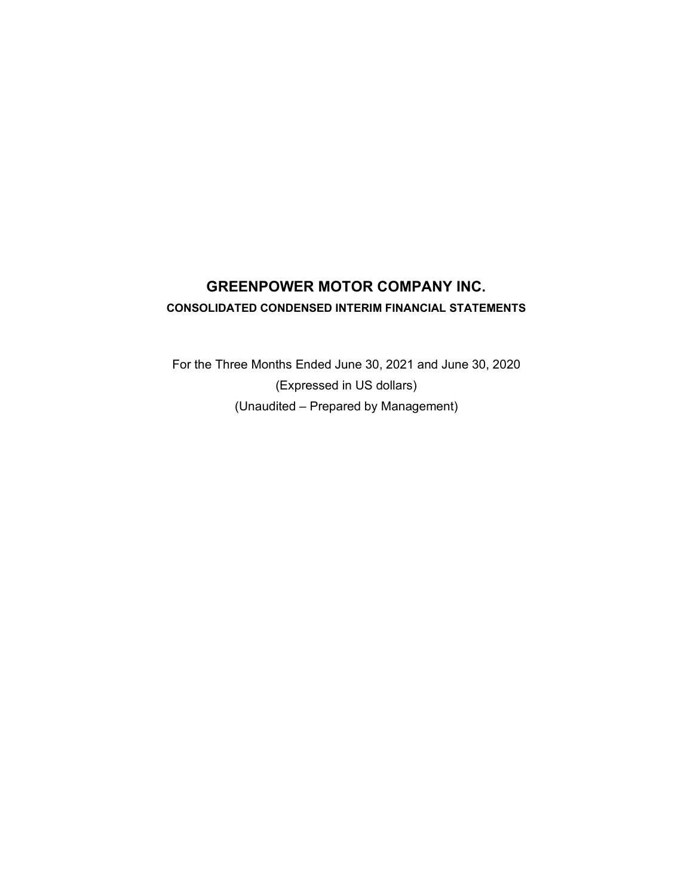# GREENPOWER MOTOR COMPANY INC.

## CONSOLIDATED CONDENSED INTERIM FINANCIAL STATEMENTS

For the Three Months Ended June 30, 2021 and June 30, 2020

(Expressed in US dollars)

(Unaudited – Prepared by Management)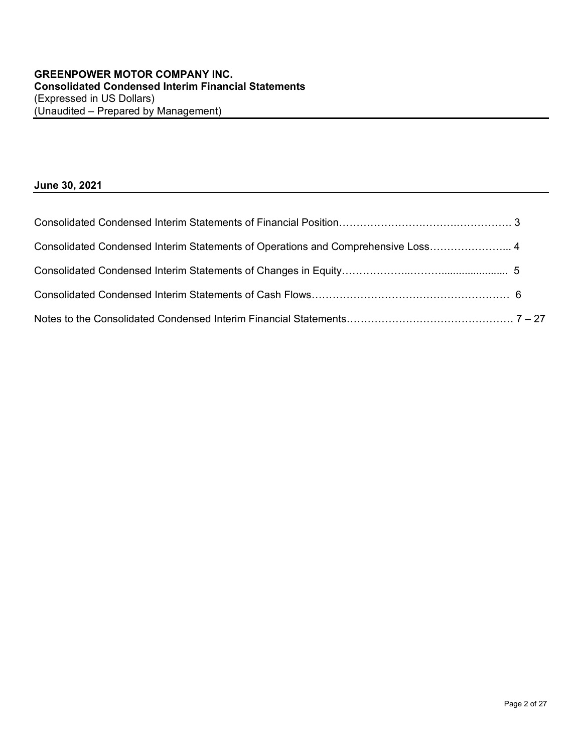**GREENPOWER MOTOR COMPANY INC.**
**Consolidated Condensed Interim Financial Statements**
(Expressed in US Dollars)
(Unaudited – Prepared by Management)

**June 30, 2021**

| | |
|---|---|
| Consolidated Condensed Interim Statements of Financial Position | 3 |
| Consolidated Condensed Interim Statements of Operations and Comprehensive Loss | 4 |
| Consolidated Condensed Interim Statements of Changes in Equity | 5 |
| Consolidated Condensed Interim Statements of Cash Flows | 6 |
| Notes to the Consolidated Condensed Interim Financial Statements | 7 – 27 |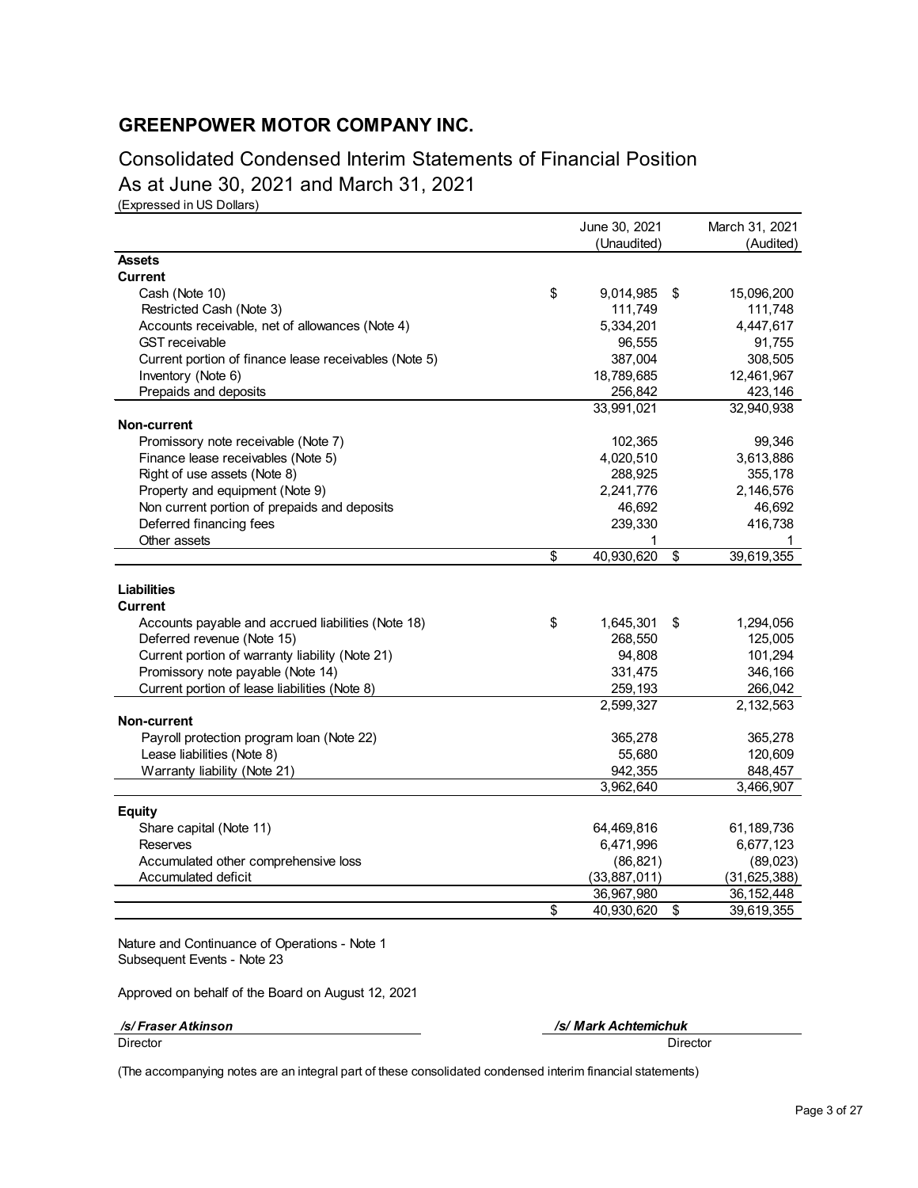# GREENPOWER MOTOR COMPANY INC.

## Consolidated Condensed Interim Statements of Financial Position

## As at June 30, 2021 and March 31, 2021

(Expressed in US Dollars)

| | June 30, 2021 (Unaudited) | March 31, 2021 (Audited) |
|---|---|---|
| **Assets** | | |
| **Current** | | |
| Cash (Note 10) | $ 9,014,985 | $ 15,096,200 |
| Restricted Cash (Note 3) | 111,749 | 111,748 |
| Accounts receivable, net of allowances (Note 4) | 5,334,201 | 4,447,617 |
| GST receivable | 96,555 | 91,755 |
| Current portion of finance lease receivables (Note 5) | 387,004 | 308,505 |
| Inventory (Note 6) | 18,789,685 | 12,461,967 |
| Prepaids and deposits | 256,842 | 423,146 |
| | 33,991,021 | 32,940,938 |
| **Non-current** | | |
| Promissory note receivable (Note 7) | 102,365 | 99,346 |
| Finance lease receivables (Note 5) | 4,020,510 | 3,613,886 |
| Right of use assets (Note 8) | 288,925 | 355,178 |
| Property and equipment (Note 9) | 2,241,776 | 2,146,576 |
| Non current portion of prepaids and deposits | 46,692 | 46,692 |
| Deferred financing fees | 239,330 | 416,738 |
| Other assets | 1 | 1 |
| | $ 40,930,620 | $ 39,619,355 |
| **Liabilities** | | |
| **Current** | | |
| Accounts payable and accrued liabilities (Note 18) | $ 1,645,301 | $ 1,294,056 |
| Deferred revenue (Note 15) | 268,550 | 125,005 |
| Current portion of warranty liability (Note 21) | 94,808 | 101,294 |
| Promissory note payable (Note 14) | 331,475 | 346,166 |
| Current portion of lease liabilities (Note 8) | 259,193 | 266,042 |
| | 2,599,327 | 2,132,563 |
| **Non-current** | | |
| Payroll protection program loan (Note 22) | 365,278 | 365,278 |
| Lease liabilities (Note 8) | 55,680 | 120,609 |
| Warranty liability (Note 21) | 942,355 | 848,457 |
| | 3,962,640 | 3,466,907 |
| **Equity** | | |
| Share capital (Note 11) | 64,469,816 | 61,189,736 |
| Reserves | 6,471,996 | 6,677,123 |
| Accumulated other comprehensive loss | (86,821) | (89,023) |
| Accumulated deficit | (33,887,011) | (31,625,388) |
| | 36,967,980 | 36,152,448 |
| | $ 40,930,620 | $ 39,619,355 |

Nature and Continuance of Operations - Note 1
Subsequent Events - Note 23

Approved on behalf of the Board on August 12, 2021

| ***/s/ Fraser Atkinson*** | ***/s/ Mark Achtemichuk*** |
|---|---|
| Director | Director |

(The accompanying notes are an integral part of these consolidated condensed interim financial statements)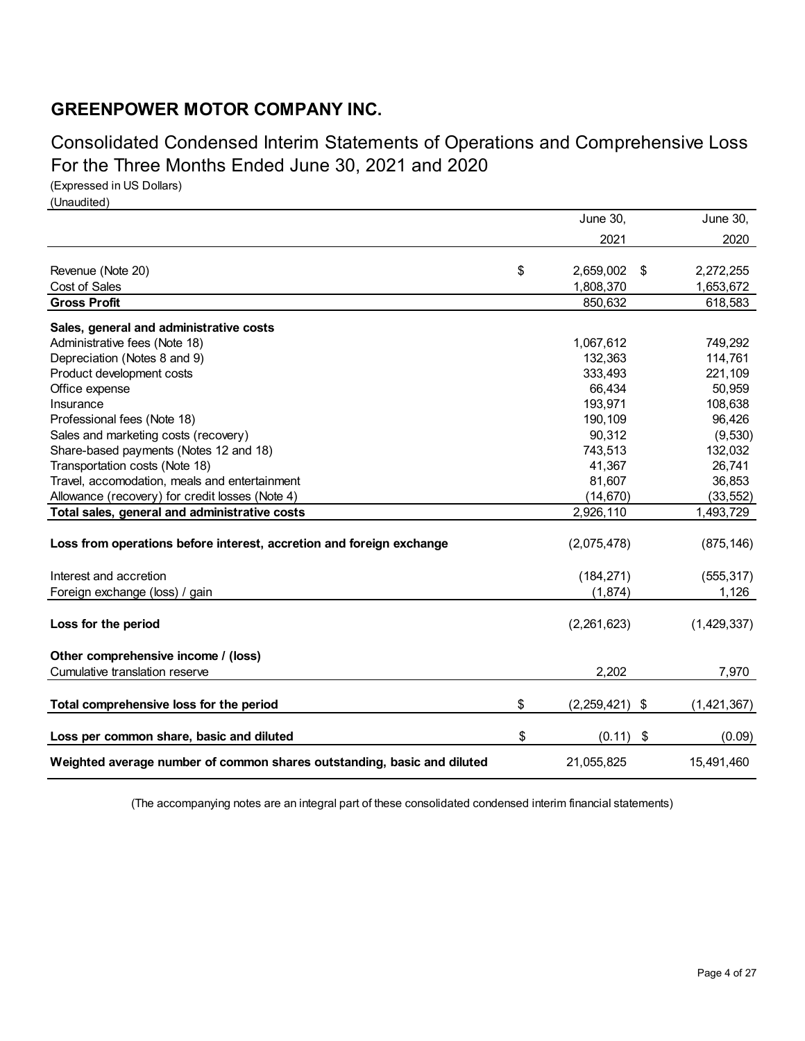# GREENPOWER MOTOR COMPANY INC.

## Consolidated Condensed Interim Statements of Operations and Comprehensive Loss For the Three Months Ended June 30, 2021 and 2020

(Expressed in US Dollars)
(Unaudited)

| | June 30, 2021 | June 30, 2020 |
|---|---|---|
| Revenue (Note 20) | $ 2,659,002 | $ 2,272,255 |
| Cost of Sales | 1,808,370 | 1,653,672 |
| **Gross Profit** | 850,632 | 618,583 |
| **Sales, general and administrative costs** | | |
| Administrative fees (Note 18) | 1,067,612 | 749,292 |
| Depreciation (Notes 8 and 9) | 132,363 | 114,761 |
| Product development costs | 333,493 | 221,109 |
| Office expense | 66,434 | 50,959 |
| Insurance | 193,971 | 108,638 |
| Professional fees (Note 18) | 190,109 | 96,426 |
| Sales and marketing costs (recovery) | 90,312 | (9,530) |
| Share-based payments (Notes 12 and 18) | 743,513 | 132,032 |
| Transportation costs (Note 18) | 41,367 | 26,741 |
| Travel, accomodation, meals and entertainment | 81,607 | 36,853 |
| Allowance (recovery) for credit losses (Note 4) | (14,670) | (33,552) |
| **Total sales, general and administrative costs** | 2,926,110 | 1,493,729 |
| **Loss from operations before interest, accretion and foreign exchange** | (2,075,478) | (875,146) |
| Interest and accretion | (184,271) | (555,317) |
| Foreign exchange (loss) / gain | (1,874) | 1,126 |
| **Loss for the period** | (2,261,623) | (1,429,337) |
| **Other comprehensive income / (loss)** | | |
| Cumulative translation reserve | 2,202 | 7,970 |
| **Total comprehensive loss for the period** | $ (2,259,421) | $ (1,421,367) |
| **Loss per common share, basic and diluted** | $ (0.11) | $ (0.09) |
| **Weighted average number of common shares outstanding, basic and diluted** | 21,055,825 | 15,491,460 |

(The accompanying notes are an integral part of these consolidated condensed interim financial statements)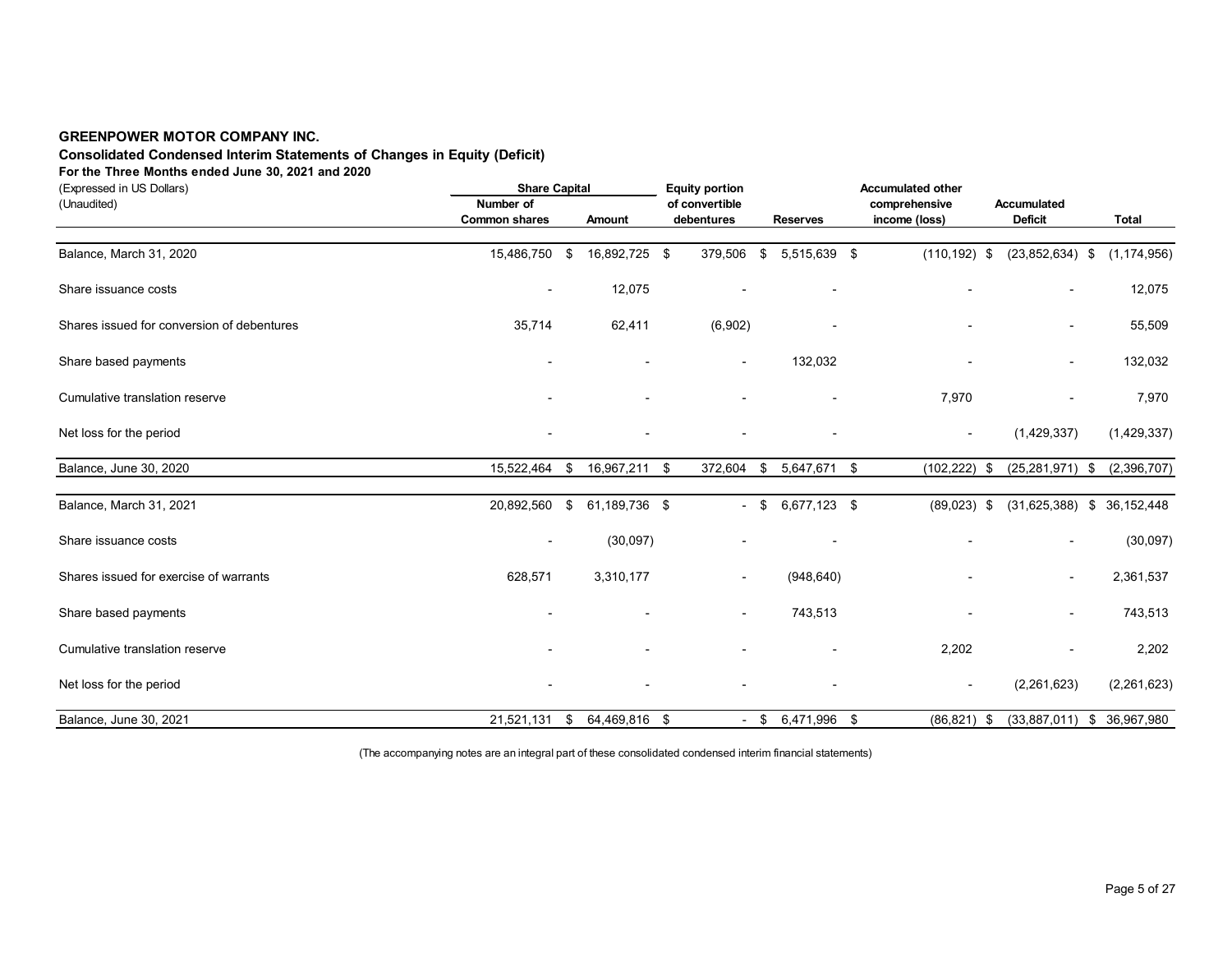**GREENPOWER MOTOR COMPANY INC.**

**Consolidated Condensed Interim Statements of Changes in Equity (Deficit)**

**For the Three Months ended June 30, 2021 and 2020**

(Expressed in US Dollars)

(Unaudited)

| | Share Capital | | Equity portion | | Accumulated other | | |
|---|---|---|---|---|---|---|---|
| | Number of Common shares | Amount | of convertible debentures | Reserves | comprehensive income (loss) | Accumulated Deficit | Total |
| Balance, March 31, 2020 | 15,486,750 | $ 16,892,725 | $ 379,506 | $ 5,515,639 | $ (110,192) | $ (23,852,634) | $ (1,174,956) |
| Share issuance costs | - | 12,075 | - | - | - | - | 12,075 |
| Shares issued for conversion of debentures | 35,714 | 62,411 | (6,902) | - | - | - | 55,509 |
| Share based payments | - | - | - | 132,032 | - | - | 132,032 |
| Cumulative translation reserve | - | - | - | - | 7,970 | - | 7,970 |
| Net loss for the period | - | - | - | - | - | (1,429,337) | (1,429,337) |
| Balance, June 30, 2020 | 15,522,464 | $ 16,967,211 | $ 372,604 | $ 5,647,671 | $ (102,222) | $ (25,281,971) | $ (2,396,707) |
| Balance, March 31, 2021 | 20,892,560 | $ 61,189,736 | $ - | $ 6,677,123 | $ (89,023) | $ (31,625,388) | $ 36,152,448 |
| Share issuance costs | - | (30,097) | - | - | - | - | (30,097) |
| Shares issued for exercise of warrants | 628,571 | 3,310,177 | - | (948,640) | - | - | 2,361,537 |
| Share based payments | - | - | - | 743,513 | - | - | 743,513 |
| Cumulative translation reserve | - | - | - | - | 2,202 | - | 2,202 |
| Net loss for the period | - | - | - | - | - | (2,261,623) | (2,261,623) |
| Balance, June 30, 2021 | 21,521,131 | $ 64,469,816 | $ - | $ 6,471,996 | $ (86,821) | $ (33,887,011) | $ 36,967,980 |

(The accompanying notes are an integral part of these consolidated condensed interim financial statements)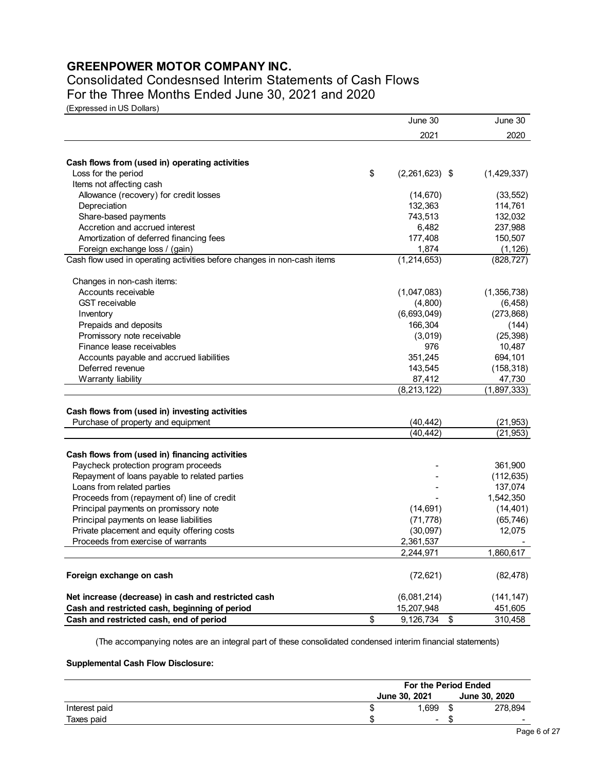# GREENPOWER MOTOR COMPANY INC.

## Consolidated Condesnsed Interim Statements of Cash Flows
## For the Three Months Ended June 30, 2021 and 2020

(Expressed in US Dollars)

| | June 30 2021 | June 30 2020 |
|---|---|---|
| **Cash flows from (used in) operating activities** | | |
| Loss for the period | $ (2,261,623) | $ (1,429,337) |
| Items not affecting cash | | |
| Allowance (recovery) for credit losses | (14,670) | (33,552) |
| Depreciation | 132,363 | 114,761 |
| Share-based payments | 743,513 | 132,032 |
| Accretion and accrued interest | 6,482 | 237,988 |
| Amortization of deferred financing fees | 177,408 | 150,507 |
| Foreign exchange loss / (gain) | 1,874 | (1,126) |
| Cash flow used in operating activities before changes in non-cash items | (1,214,653) | (828,727) |
| Changes in non-cash items: | | |
| Accounts receivable | (1,047,083) | (1,356,738) |
| GST receivable | (4,800) | (6,458) |
| Inventory | (6,693,049) | (273,868) |
| Prepaids and deposits | 166,304 | (144) |
| Promissory note receivable | (3,019) | (25,398) |
| Finance lease receivables | 976 | 10,487 |
| Accounts payable and accrued liabilities | 351,245 | 694,101 |
| Deferred revenue | 143,545 | (158,318) |
| Warranty liability | 87,412 | 47,730 |
| | (8,213,122) | (1,897,333) |
| **Cash flows from (used in) investing activities** | | |
| Purchase of property and equipment | (40,442) | (21,953) |
| | (40,442) | (21,953) |
| **Cash flows from (used in) financing activities** | | |
| Paycheck protection program proceeds | - | 361,900 |
| Repayment of loans payable to related parties | - | (112,635) |
| Loans from related parties | - | 137,074 |
| Proceeds from (repayment of) line of credit | - | 1,542,350 |
| Principal payments on promissory note | (14,691) | (14,401) |
| Principal payments on lease liabilities | (71,778) | (65,746) |
| Private placement and equity offering costs | (30,097) | 12,075 |
| Proceeds from exercise of warrants | 2,361,537 | - |
| | 2,244,971 | 1,860,617 |
| **Foreign exchange on cash** | (72,621) | (82,478) |
| **Net increase (decrease) in cash and restricted cash** | (6,081,214) | (141,147) |
| **Cash and restricted cash, beginning of period** | 15,207,948 | 451,605 |
| **Cash and restricted cash, end of period** | $ 9,126,734 | $ 310,458 |

(The accompanying notes are an integral part of these consolidated condensed interim financial statements)

**Supplemental Cash Flow Disclosure:**

| | For the Period Ended | |
|---|---|---|
| | June 30, 2021 | June 30, 2020 |
| Interest paid | $ 1,699 | $ 278,894 |
| Taxes paid | $ - | $ - |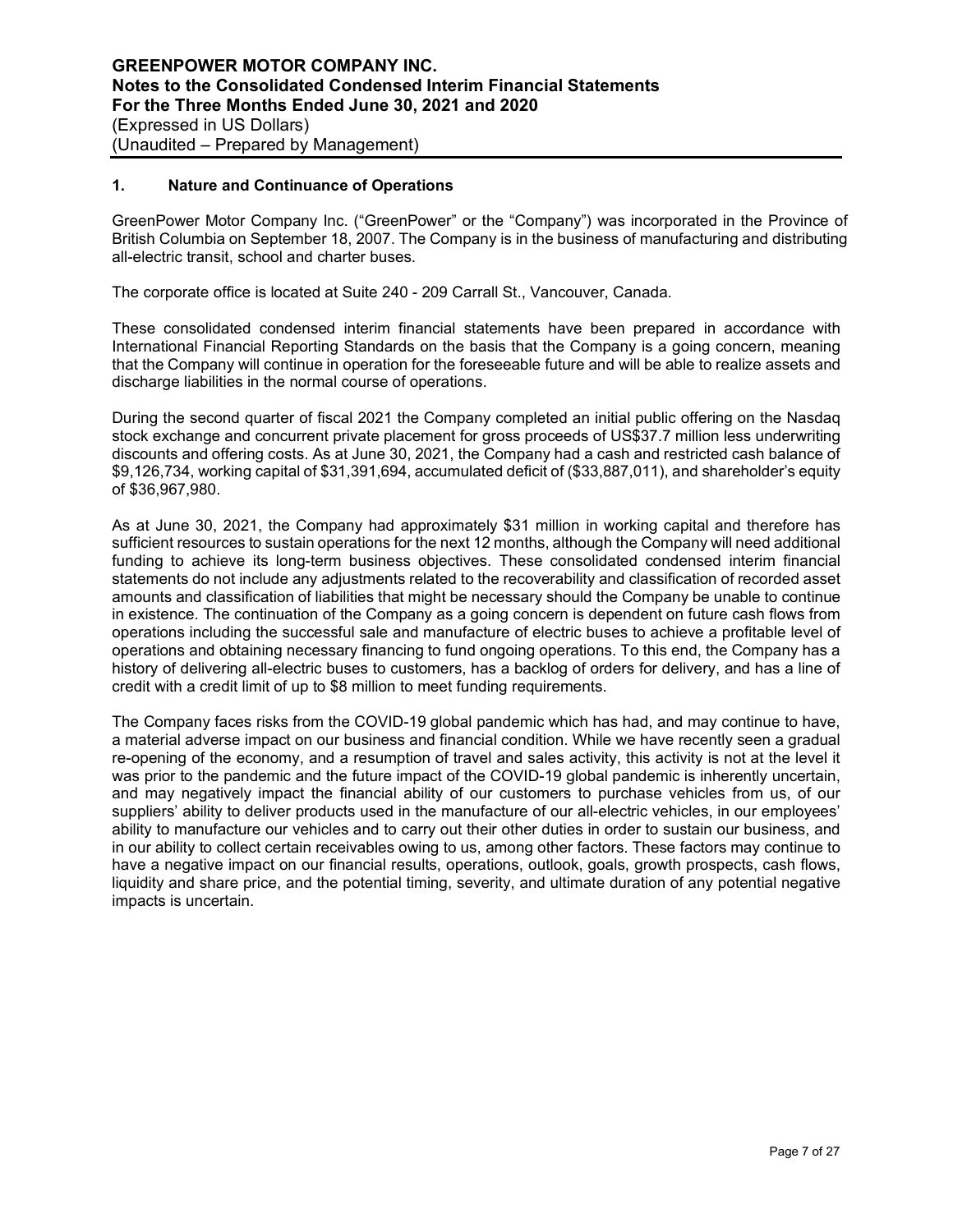# GREENPOWER MOTOR COMPANY INC.
## Notes to the Consolidated Condensed Interim Financial Statements
## For the Three Months Ended June 30, 2021 and 2020
(Expressed in US Dollars)
(Unaudited – Prepared by Management)

### 1. Nature and Continuance of Operations

GreenPower Motor Company Inc. ("GreenPower" or the "Company") was incorporated in the Province of British Columbia on September 18, 2007. The Company is in the business of manufacturing and distributing all-electric transit, school and charter buses.

The corporate office is located at Suite 240 - 209 Carrall St., Vancouver, Canada.

These consolidated condensed interim financial statements have been prepared in accordance with International Financial Reporting Standards on the basis that the Company is a going concern, meaning that the Company will continue in operation for the foreseeable future and will be able to realize assets and discharge liabilities in the normal course of operations.

During the second quarter of fiscal 2021 the Company completed an initial public offering on the Nasdaq stock exchange and concurrent private placement for gross proceeds of US$37.7 million less underwriting discounts and offering costs. As at June 30, 2021, the Company had a cash and restricted cash balance of $9,126,734, working capital of $31,391,694, accumulated deficit of ($33,887,011), and shareholder's equity of $36,967,980.

As at June 30, 2021, the Company had approximately $31 million in working capital and therefore has sufficient resources to sustain operations for the next 12 months, although the Company will need additional funding to achieve its long-term business objectives. These consolidated condensed interim financial statements do not include any adjustments related to the recoverability and classification of recorded asset amounts and classification of liabilities that might be necessary should the Company be unable to continue in existence. The continuation of the Company as a going concern is dependent on future cash flows from operations including the successful sale and manufacture of electric buses to achieve a profitable level of operations and obtaining necessary financing to fund ongoing operations. To this end, the Company has a history of delivering all-electric buses to customers, has a backlog of orders for delivery, and has a line of credit with a credit limit of up to $8 million to meet funding requirements.

The Company faces risks from the COVID-19 global pandemic which has had, and may continue to have, a material adverse impact on our business and financial condition. While we have recently seen a gradual re-opening of the economy, and a resumption of travel and sales activity, this activity is not at the level it was prior to the pandemic and the future impact of the COVID-19 global pandemic is inherently uncertain, and may negatively impact the financial ability of our customers to purchase vehicles from us, of our suppliers' ability to deliver products used in the manufacture of our all-electric vehicles, in our employees' ability to manufacture our vehicles and to carry out their other duties in order to sustain our business, and in our ability to collect certain receivables owing to us, among other factors. These factors may continue to have a negative impact on our financial results, operations, outlook, goals, growth prospects, cash flows, liquidity and share price, and the potential timing, severity, and ultimate duration of any potential negative impacts is uncertain.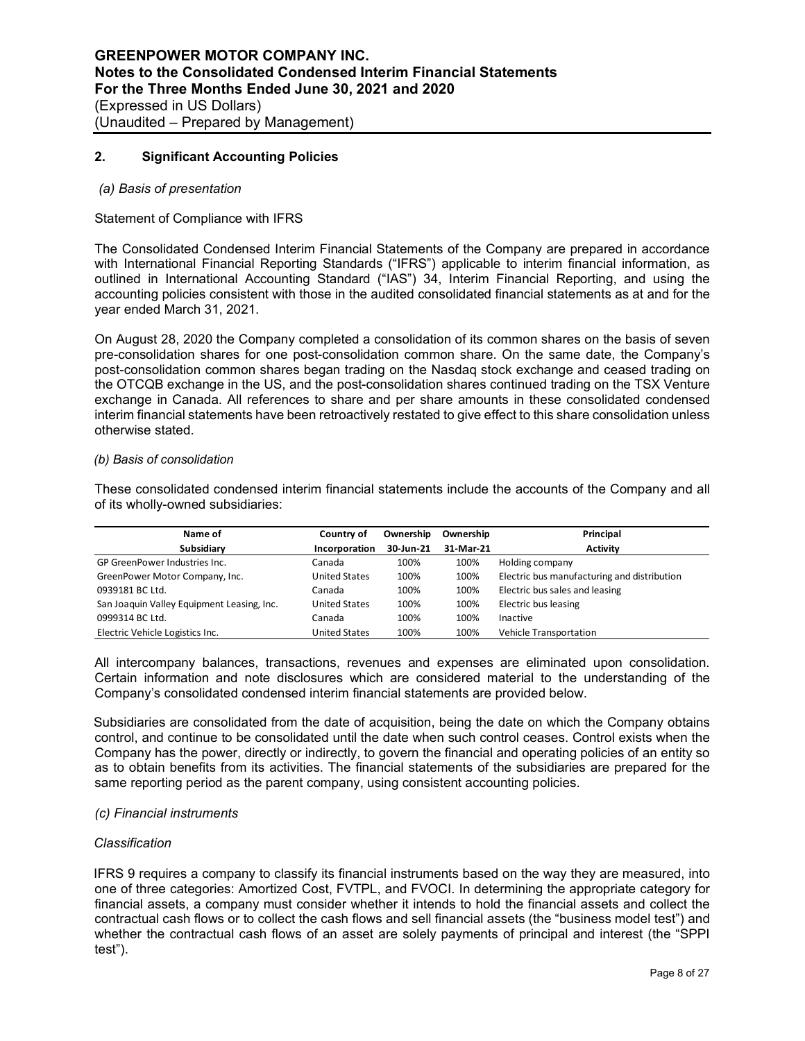## 2. Significant Accounting Policies

*(a) Basis of presentation*

Statement of Compliance with IFRS

The Consolidated Condensed Interim Financial Statements of the Company are prepared in accordance with International Financial Reporting Standards ("IFRS") applicable to interim financial information, as outlined in International Accounting Standard ("IAS") 34, Interim Financial Reporting, and using the accounting policies consistent with those in the audited consolidated financial statements as at and for the year ended March 31, 2021.

On August 28, 2020 the Company completed a consolidation of its common shares on the basis of seven pre-consolidation shares for one post-consolidation common share. On the same date, the Company's post-consolidation common shares began trading on the Nasdaq stock exchange and ceased trading on the OTCQB exchange in the US, and the post-consolidation shares continued trading on the TSX Venture exchange in Canada. All references to share and per share amounts in these consolidated condensed interim financial statements have been retroactively restated to give effect to this share consolidation unless otherwise stated.

*(b) Basis of consolidation*

These consolidated condensed interim financial statements include the accounts of the Company and all of its wholly-owned subsidiaries:

| Name of Subsidiary | Country of Incorporation | Ownership 30-Jun-21 | Ownership 31-Mar-21 | Principal Activity |
|---|---|---|---|---|
| GP GreenPower Industries Inc. | Canada | 100% | 100% | Holding company |
| GreenPower Motor Company, Inc. | United States | 100% | 100% | Electric bus manufacturing and distribution |
| 0939181 BC Ltd. | Canada | 100% | 100% | Electric bus sales and leasing |
| San Joaquin Valley Equipment Leasing, Inc. | United States | 100% | 100% | Electric bus leasing |
| 0999314 BC Ltd. | Canada | 100% | 100% | Inactive |
| Electric Vehicle Logistics Inc. | United States | 100% | 100% | Vehicle Transportation |

All intercompany balances, transactions, revenues and expenses are eliminated upon consolidation. Certain information and note disclosures which are considered material to the understanding of the Company's consolidated condensed interim financial statements are provided below.

Subsidiaries are consolidated from the date of acquisition, being the date on which the Company obtains control, and continue to be consolidated until the date when such control ceases. Control exists when the Company has the power, directly or indirectly, to govern the financial and operating policies of an entity so as to obtain benefits from its activities. The financial statements of the subsidiaries are prepared for the same reporting period as the parent company, using consistent accounting policies.

*(c) Financial instruments*

*Classification*

IFRS 9 requires a company to classify its financial instruments based on the way they are measured, into one of three categories: Amortized Cost, FVTPL, and FVOCI. In determining the appropriate category for financial assets, a company must consider whether it intends to hold the financial assets and collect the contractual cash flows or to collect the cash flows and sell financial assets (the "business model test") and whether the contractual cash flows of an asset are solely payments of principal and interest (the "SPPI test").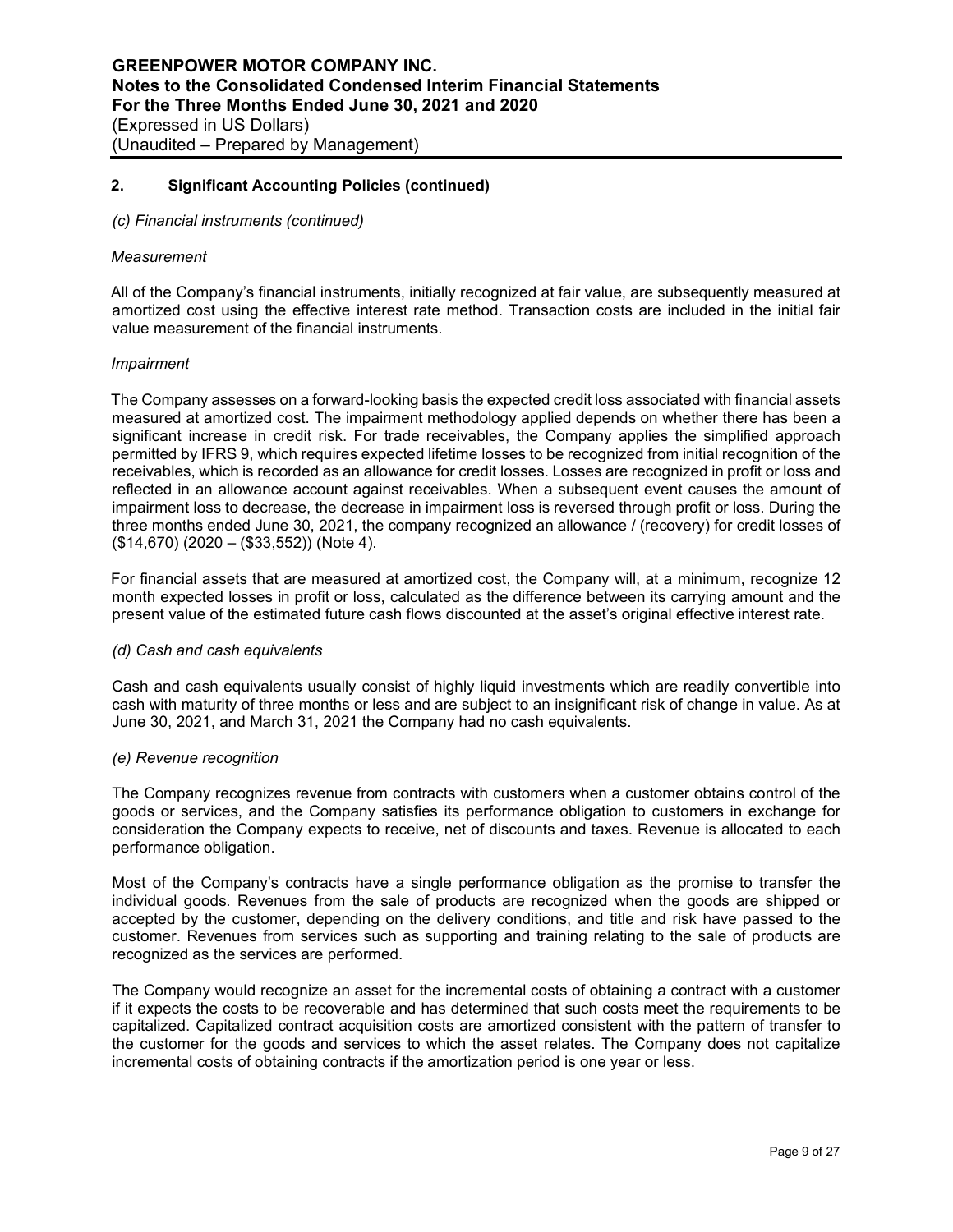## 2. Significant Accounting Policies (continued)

*(c) Financial instruments (continued)*

*Measurement*

All of the Company's financial instruments, initially recognized at fair value, are subsequently measured at amortized cost using the effective interest rate method. Transaction costs are included in the initial fair value measurement of the financial instruments.

*Impairment*

The Company assesses on a forward-looking basis the expected credit loss associated with financial assets measured at amortized cost. The impairment methodology applied depends on whether there has been a significant increase in credit risk. For trade receivables, the Company applies the simplified approach permitted by IFRS 9, which requires expected lifetime losses to be recognized from initial recognition of the receivables, which is recorded as an allowance for credit losses. Losses are recognized in profit or loss and reflected in an allowance account against receivables. When a subsequent event causes the amount of impairment loss to decrease, the decrease in impairment loss is reversed through profit or loss. During the three months ended June 30, 2021, the company recognized an allowance / (recovery) for credit losses of ($14,670) (2020 – ($33,552)) (Note 4).

For financial assets that are measured at amortized cost, the Company will, at a minimum, recognize 12 month expected losses in profit or loss, calculated as the difference between its carrying amount and the present value of the estimated future cash flows discounted at the asset's original effective interest rate.

*(d) Cash and cash equivalents*

Cash and cash equivalents usually consist of highly liquid investments which are readily convertible into cash with maturity of three months or less and are subject to an insignificant risk of change in value. As at June 30, 2021, and March 31, 2021 the Company had no cash equivalents.

*(e) Revenue recognition*

The Company recognizes revenue from contracts with customers when a customer obtains control of the goods or services, and the Company satisfies its performance obligation to customers in exchange for consideration the Company expects to receive, net of discounts and taxes. Revenue is allocated to each performance obligation.

Most of the Company's contracts have a single performance obligation as the promise to transfer the individual goods. Revenues from the sale of products are recognized when the goods are shipped or accepted by the customer, depending on the delivery conditions, and title and risk have passed to the customer. Revenues from services such as supporting and training relating to the sale of products are recognized as the services are performed.

The Company would recognize an asset for the incremental costs of obtaining a contract with a customer if it expects the costs to be recoverable and has determined that such costs meet the requirements to be capitalized. Capitalized contract acquisition costs are amortized consistent with the pattern of transfer to the customer for the goods and services to which the asset relates. The Company does not capitalize incremental costs of obtaining contracts if the amortization period is one year or less.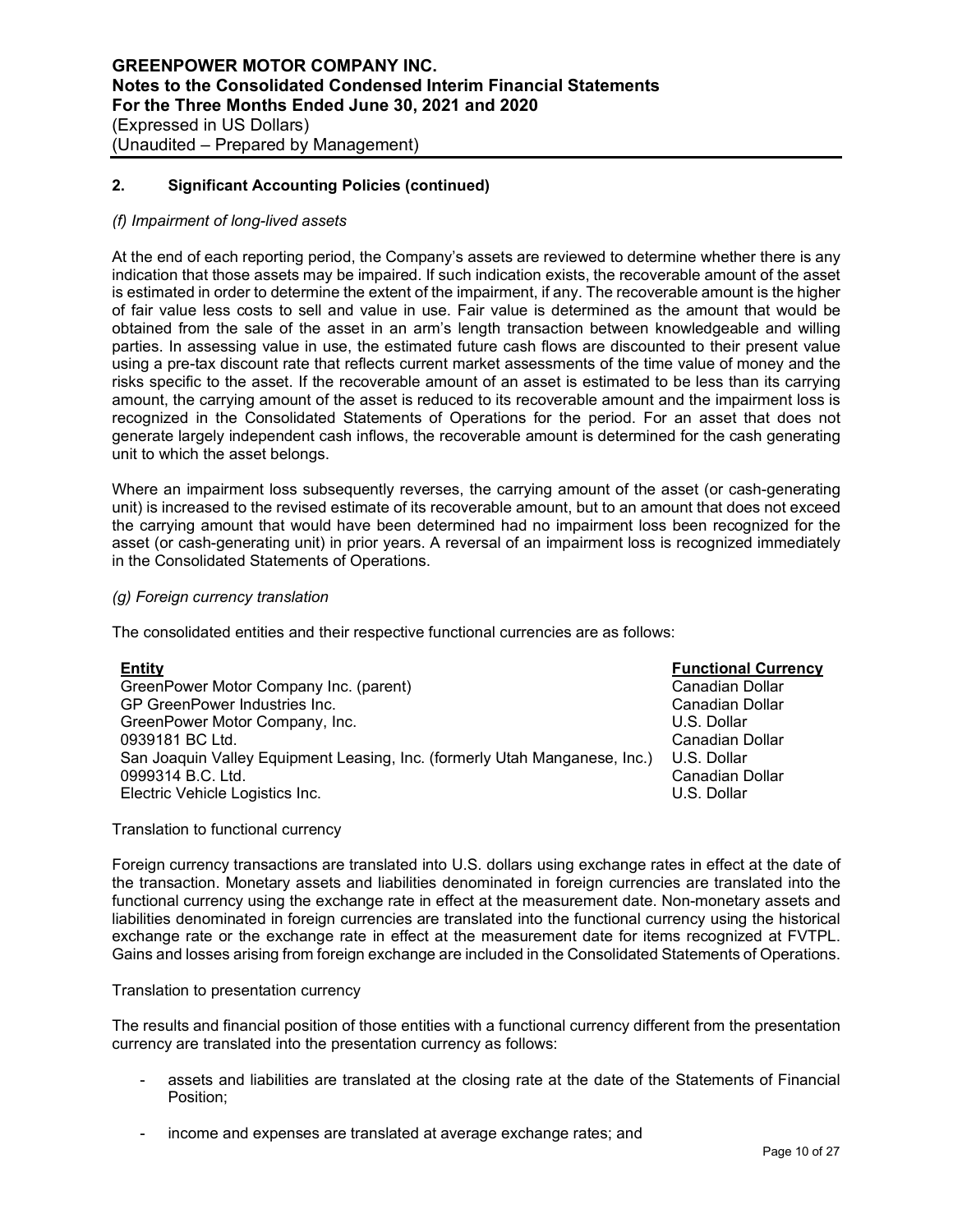## 2. Significant Accounting Policies (continued)

*(f) Impairment of long-lived assets*

At the end of each reporting period, the Company's assets are reviewed to determine whether there is any indication that those assets may be impaired. If such indication exists, the recoverable amount of the asset is estimated in order to determine the extent of the impairment, if any. The recoverable amount is the higher of fair value less costs to sell and value in use. Fair value is determined as the amount that would be obtained from the sale of the asset in an arm's length transaction between knowledgeable and willing parties. In assessing value in use, the estimated future cash flows are discounted to their present value using a pre-tax discount rate that reflects current market assessments of the time value of money and the risks specific to the asset. If the recoverable amount of an asset is estimated to be less than its carrying amount, the carrying amount of the asset is reduced to its recoverable amount and the impairment loss is recognized in the Consolidated Statements of Operations for the period. For an asset that does not generate largely independent cash inflows, the recoverable amount is determined for the cash generating unit to which the asset belongs.

Where an impairment loss subsequently reverses, the carrying amount of the asset (or cash-generating unit) is increased to the revised estimate of its recoverable amount, but to an amount that does not exceed the carrying amount that would have been determined had no impairment loss been recognized for the asset (or cash-generating unit) in prior years. A reversal of an impairment loss is recognized immediately in the Consolidated Statements of Operations.

*(g) Foreign currency translation*

The consolidated entities and their respective functional currencies are as follows:

| Entity | Functional Currency |
|---|---|
| GreenPower Motor Company Inc. (parent) | Canadian Dollar |
| GP GreenPower Industries Inc. | Canadian Dollar |
| GreenPower Motor Company, Inc. | U.S. Dollar |
| 0939181 BC Ltd. | Canadian Dollar |
| San Joaquin Valley Equipment Leasing, Inc. (formerly Utah Manganese, Inc.) | U.S. Dollar |
| 0999314 B.C. Ltd. | Canadian Dollar |
| Electric Vehicle Logistics Inc. | U.S. Dollar |

Translation to functional currency

Foreign currency transactions are translated into U.S. dollars using exchange rates in effect at the date of the transaction. Monetary assets and liabilities denominated in foreign currencies are translated into the functional currency using the exchange rate in effect at the measurement date. Non-monetary assets and liabilities denominated in foreign currencies are translated into the functional currency using the historical exchange rate or the exchange rate in effect at the measurement date for items recognized at FVTPL. Gains and losses arising from foreign exchange are included in the Consolidated Statements of Operations.

Translation to presentation currency

The results and financial position of those entities with a functional currency different from the presentation currency are translated into the presentation currency as follows:

- assets and liabilities are translated at the closing rate at the date of the Statements of Financial Position;
- income and expenses are translated at average exchange rates; and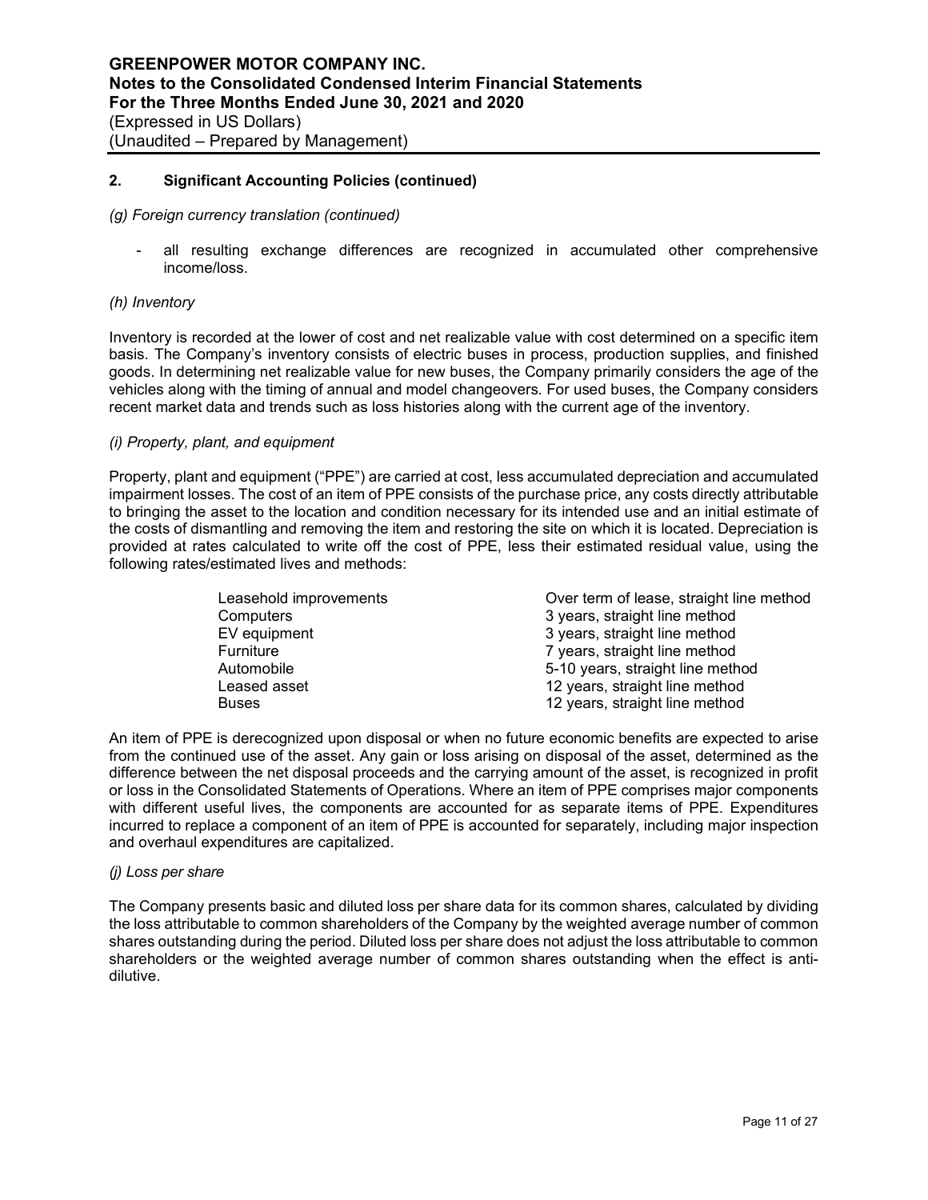## 2. Significant Accounting Policies (continued)

*(g) Foreign currency translation (continued)*

- all resulting exchange differences are recognized in accumulated other comprehensive income/loss.

*(h) Inventory*

Inventory is recorded at the lower of cost and net realizable value with cost determined on a specific item basis. The Company's inventory consists of electric buses in process, production supplies, and finished goods. In determining net realizable value for new buses, the Company primarily considers the age of the vehicles along with the timing of annual and model changeovers. For used buses, the Company considers recent market data and trends such as loss histories along with the current age of the inventory.

*(i) Property, plant, and equipment*

Property, plant and equipment ("PPE") are carried at cost, less accumulated depreciation and accumulated impairment losses. The cost of an item of PPE consists of the purchase price, any costs directly attributable to bringing the asset to the location and condition necessary for its intended use and an initial estimate of the costs of dismantling and removing the item and restoring the site on which it is located. Depreciation is provided at rates calculated to write off the cost of PPE, less their estimated residual value, using the following rates/estimated lives and methods:

| | |
|---|---|
| Leasehold improvements | Over term of lease, straight line method |
| Computers | 3 years, straight line method |
| EV equipment | 3 years, straight line method |
| Furniture | 7 years, straight line method |
| Automobile | 5-10 years, straight line method |
| Leased asset | 12 years, straight line method |
| Buses | 12 years, straight line method |

An item of PPE is derecognized upon disposal or when no future economic benefits are expected to arise from the continued use of the asset. Any gain or loss arising on disposal of the asset, determined as the difference between the net disposal proceeds and the carrying amount of the asset, is recognized in profit or loss in the Consolidated Statements of Operations. Where an item of PPE comprises major components with different useful lives, the components are accounted for as separate items of PPE. Expenditures incurred to replace a component of an item of PPE is accounted for separately, including major inspection and overhaul expenditures are capitalized.

*(j) Loss per share*

The Company presents basic and diluted loss per share data for its common shares, calculated by dividing the loss attributable to common shareholders of the Company by the weighted average number of common shares outstanding during the period. Diluted loss per share does not adjust the loss attributable to common shareholders or the weighted average number of common shares outstanding when the effect is anti-dilutive.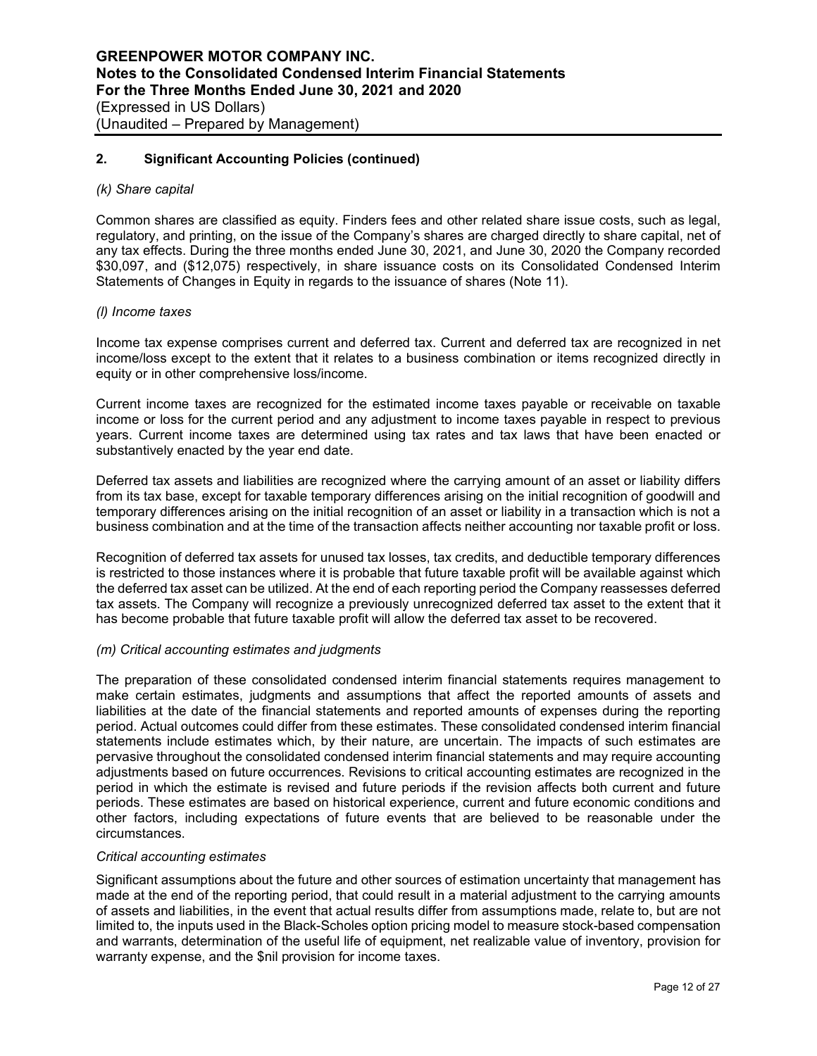## 2. Significant Accounting Policies (continued)

*(k) Share capital*

Common shares are classified as equity. Finders fees and other related share issue costs, such as legal, regulatory, and printing, on the issue of the Company's shares are charged directly to share capital, net of any tax effects. During the three months ended June 30, 2021, and June 30, 2020 the Company recorded $30,097, and ($12,075) respectively, in share issuance costs on its Consolidated Condensed Interim Statements of Changes in Equity in regards to the issuance of shares (Note 11).

*(l) Income taxes*

Income tax expense comprises current and deferred tax. Current and deferred tax are recognized in net income/loss except to the extent that it relates to a business combination or items recognized directly in equity or in other comprehensive loss/income.

Current income taxes are recognized for the estimated income taxes payable or receivable on taxable income or loss for the current period and any adjustment to income taxes payable in respect to previous years. Current income taxes are determined using tax rates and tax laws that have been enacted or substantively enacted by the year end date.

Deferred tax assets and liabilities are recognized where the carrying amount of an asset or liability differs from its tax base, except for taxable temporary differences arising on the initial recognition of goodwill and temporary differences arising on the initial recognition of an asset or liability in a transaction which is not a business combination and at the time of the transaction affects neither accounting nor taxable profit or loss.

Recognition of deferred tax assets for unused tax losses, tax credits, and deductible temporary differences is restricted to those instances where it is probable that future taxable profit will be available against which the deferred tax asset can be utilized. At the end of each reporting period the Company reassesses deferred tax assets. The Company will recognize a previously unrecognized deferred tax asset to the extent that it has become probable that future taxable profit will allow the deferred tax asset to be recovered.

*(m) Critical accounting estimates and judgments*

The preparation of these consolidated condensed interim financial statements requires management to make certain estimates, judgments and assumptions that affect the reported amounts of assets and liabilities at the date of the financial statements and reported amounts of expenses during the reporting period. Actual outcomes could differ from these estimates. These consolidated condensed interim financial statements include estimates which, by their nature, are uncertain. The impacts of such estimates are pervasive throughout the consolidated condensed interim financial statements and may require accounting adjustments based on future occurrences. Revisions to critical accounting estimates are recognized in the period in which the estimate is revised and future periods if the revision affects both current and future periods. These estimates are based on historical experience, current and future economic conditions and other factors, including expectations of future events that are believed to be reasonable under the circumstances.

*Critical accounting estimates*

Significant assumptions about the future and other sources of estimation uncertainty that management has made at the end of the reporting period, that could result in a material adjustment to the carrying amounts of assets and liabilities, in the event that actual results differ from assumptions made, relate to, but are not limited to, the inputs used in the Black-Scholes option pricing model to measure stock-based compensation and warrants, determination of the useful life of equipment, net realizable value of inventory, provision for warranty expense, and the $nil provision for income taxes.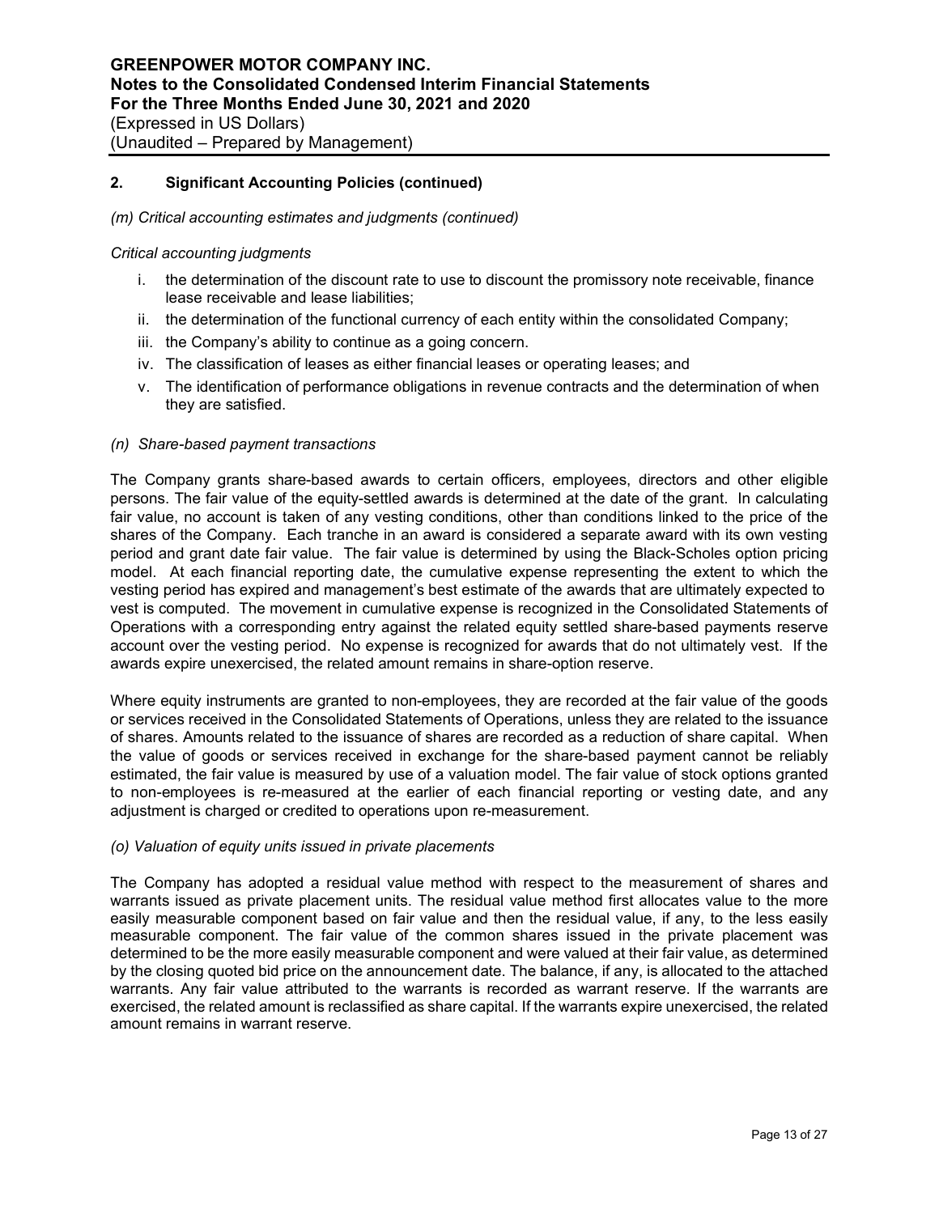## 2. Significant Accounting Policies (continued)

*(m) Critical accounting estimates and judgments (continued)*

*Critical accounting judgments*

i. the determination of the discount rate to use to discount the promissory note receivable, finance lease receivable and lease liabilities;
ii. the determination of the functional currency of each entity within the consolidated Company;
iii. the Company's ability to continue as a going concern.
iv. The classification of leases as either financial leases or operating leases; and
v. The identification of performance obligations in revenue contracts and the determination of when they are satisfied.

*(n) Share-based payment transactions*

The Company grants share-based awards to certain officers, employees, directors and other eligible persons. The fair value of the equity-settled awards is determined at the date of the grant. In calculating fair value, no account is taken of any vesting conditions, other than conditions linked to the price of the shares of the Company. Each tranche in an award is considered a separate award with its own vesting period and grant date fair value. The fair value is determined by using the Black-Scholes option pricing model. At each financial reporting date, the cumulative expense representing the extent to which the vesting period has expired and management's best estimate of the awards that are ultimately expected to vest is computed. The movement in cumulative expense is recognized in the Consolidated Statements of Operations with a corresponding entry against the related equity settled share-based payments reserve account over the vesting period. No expense is recognized for awards that do not ultimately vest. If the awards expire unexercised, the related amount remains in share-option reserve.

Where equity instruments are granted to non-employees, they are recorded at the fair value of the goods or services received in the Consolidated Statements of Operations, unless they are related to the issuance of shares. Amounts related to the issuance of shares are recorded as a reduction of share capital. When the value of goods or services received in exchange for the share-based payment cannot be reliably estimated, the fair value is measured by use of a valuation model. The fair value of stock options granted to non-employees is re-measured at the earlier of each financial reporting or vesting date, and any adjustment is charged or credited to operations upon re-measurement.

*(o) Valuation of equity units issued in private placements*

The Company has adopted a residual value method with respect to the measurement of shares and warrants issued as private placement units. The residual value method first allocates value to the more easily measurable component based on fair value and then the residual value, if any, to the less easily measurable component. The fair value of the common shares issued in the private placement was determined to be the more easily measurable component and were valued at their fair value, as determined by the closing quoted bid price on the announcement date. The balance, if any, is allocated to the attached warrants. Any fair value attributed to the warrants is recorded as warrant reserve. If the warrants are exercised, the related amount is reclassified as share capital. If the warrants expire unexercised, the related amount remains in warrant reserve.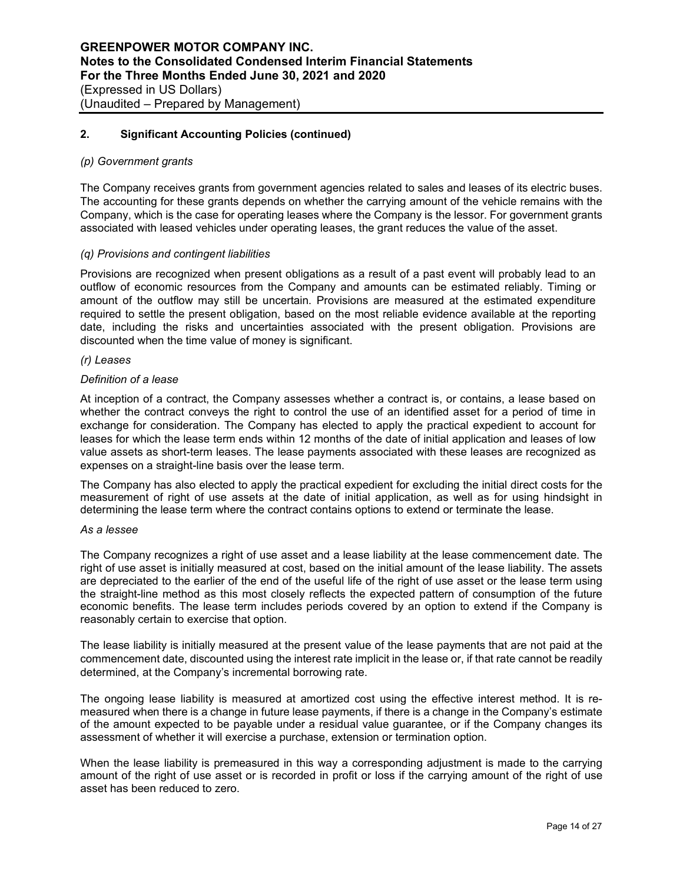## 2. Significant Accounting Policies (continued)

*(p) Government grants*

The Company receives grants from government agencies related to sales and leases of its electric buses. The accounting for these grants depends on whether the carrying amount of the vehicle remains with the Company, which is the case for operating leases where the Company is the lessor. For government grants associated with leased vehicles under operating leases, the grant reduces the value of the asset.

*(q) Provisions and contingent liabilities*

Provisions are recognized when present obligations as a result of a past event will probably lead to an outflow of economic resources from the Company and amounts can be estimated reliably. Timing or amount of the outflow may still be uncertain. Provisions are measured at the estimated expenditure required to settle the present obligation, based on the most reliable evidence available at the reporting date, including the risks and uncertainties associated with the present obligation. Provisions are discounted when the time value of money is significant.

*(r) Leases*

*Definition of a lease*

At inception of a contract, the Company assesses whether a contract is, or contains, a lease based on whether the contract conveys the right to control the use of an identified asset for a period of time in exchange for consideration. The Company has elected to apply the practical expedient to account for leases for which the lease term ends within 12 months of the date of initial application and leases of low value assets as short-term leases. The lease payments associated with these leases are recognized as expenses on a straight-line basis over the lease term.

The Company has also elected to apply the practical expedient for excluding the initial direct costs for the measurement of right of use assets at the date of initial application, as well as for using hindsight in determining the lease term where the contract contains options to extend or terminate the lease.

*As a lessee*

The Company recognizes a right of use asset and a lease liability at the lease commencement date. The right of use asset is initially measured at cost, based on the initial amount of the lease liability. The assets are depreciated to the earlier of the end of the useful life of the right of use asset or the lease term using the straight-line method as this most closely reflects the expected pattern of consumption of the future economic benefits. The lease term includes periods covered by an option to extend if the Company is reasonably certain to exercise that option.

The lease liability is initially measured at the present value of the lease payments that are not paid at the commencement date, discounted using the interest rate implicit in the lease or, if that rate cannot be readily determined, at the Company's incremental borrowing rate.

The ongoing lease liability is measured at amortized cost using the effective interest method. It is re-measured when there is a change in future lease payments, if there is a change in the Company's estimate of the amount expected to be payable under a residual value guarantee, or if the Company changes its assessment of whether it will exercise a purchase, extension or termination option.

When the lease liability is premeasured in this way a corresponding adjustment is made to the carrying amount of the right of use asset or is recorded in profit or loss if the carrying amount of the right of use asset has been reduced to zero.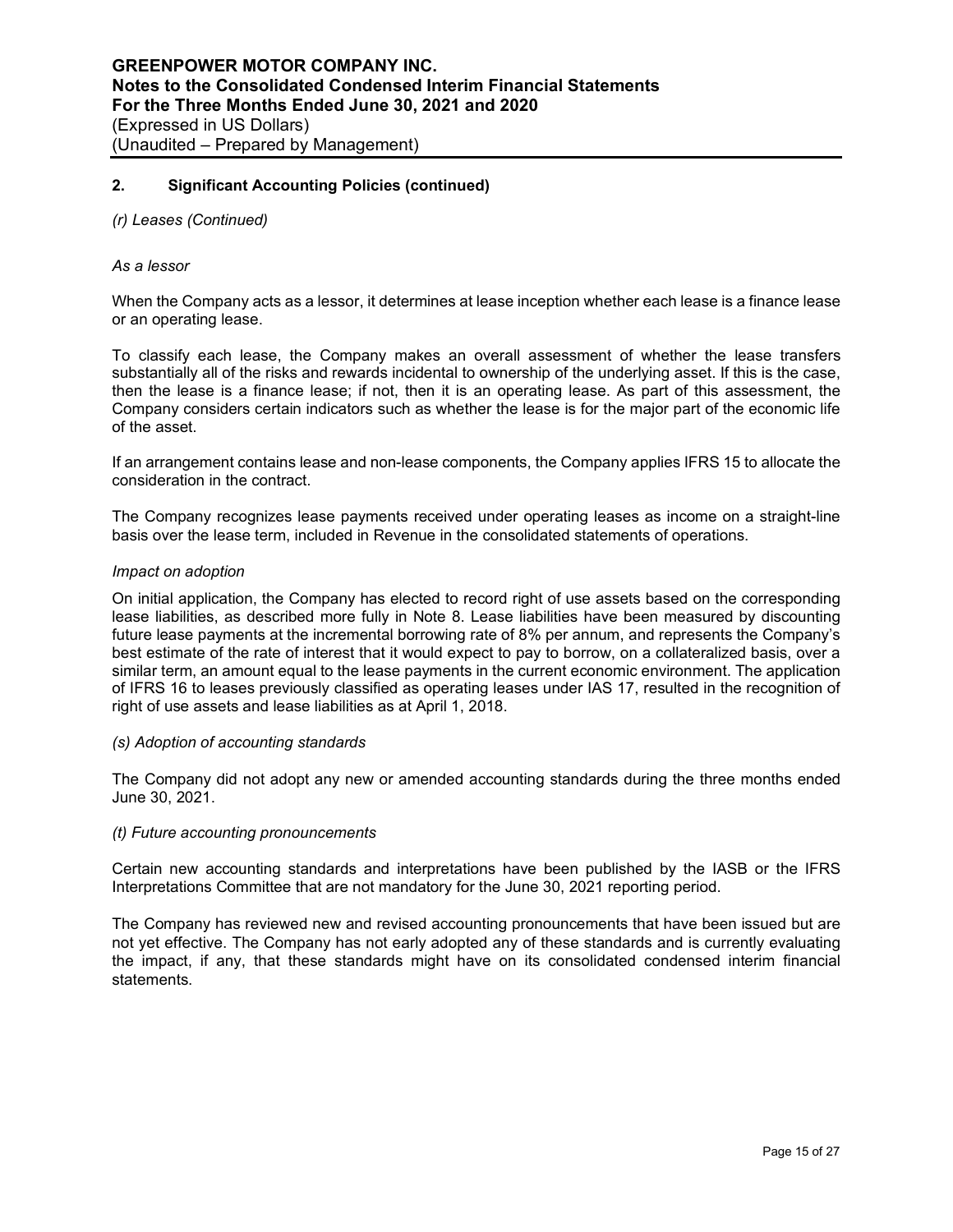## 2. Significant Accounting Policies (continued)

*(r) Leases (Continued)*

*As a lessor*

When the Company acts as a lessor, it determines at lease inception whether each lease is a finance lease or an operating lease.

To classify each lease, the Company makes an overall assessment of whether the lease transfers substantially all of the risks and rewards incidental to ownership of the underlying asset. If this is the case, then the lease is a finance lease; if not, then it is an operating lease. As part of this assessment, the Company considers certain indicators such as whether the lease is for the major part of the economic life of the asset.

If an arrangement contains lease and non-lease components, the Company applies IFRS 15 to allocate the consideration in the contract.

The Company recognizes lease payments received under operating leases as income on a straight-line basis over the lease term, included in Revenue in the consolidated statements of operations.

*Impact on adoption*

On initial application, the Company has elected to record right of use assets based on the corresponding lease liabilities, as described more fully in Note 8. Lease liabilities have been measured by discounting future lease payments at the incremental borrowing rate of 8% per annum, and represents the Company's best estimate of the rate of interest that it would expect to pay to borrow, on a collateralized basis, over a similar term, an amount equal to the lease payments in the current economic environment. The application of IFRS 16 to leases previously classified as operating leases under IAS 17, resulted in the recognition of right of use assets and lease liabilities as at April 1, 2018.

*(s) Adoption of accounting standards*

The Company did not adopt any new or amended accounting standards during the three months ended June 30, 2021.

*(t) Future accounting pronouncements*

Certain new accounting standards and interpretations have been published by the IASB or the IFRS Interpretations Committee that are not mandatory for the June 30, 2021 reporting period.

The Company has reviewed new and revised accounting pronouncements that have been issued but are not yet effective. The Company has not early adopted any of these standards and is currently evaluating the impact, if any, that these standards might have on its consolidated condensed interim financial statements.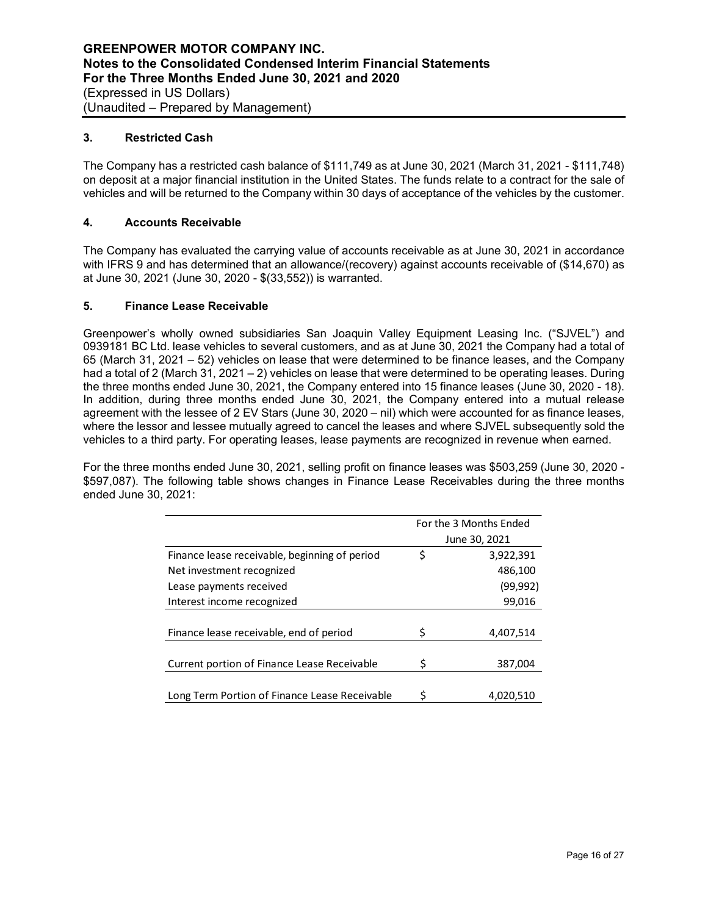### 3. Restricted Cash

The Company has a restricted cash balance of $111,749 as at June 30, 2021 (March 31, 2021 - $111,748) on deposit at a major financial institution in the United States. The funds relate to a contract for the sale of vehicles and will be returned to the Company within 30 days of acceptance of the vehicles by the customer.

### 4. Accounts Receivable

The Company has evaluated the carrying value of accounts receivable as at June 30, 2021 in accordance with IFRS 9 and has determined that an allowance/(recovery) against accounts receivable of ($14,670) as at June 30, 2021 (June 30, 2020 - $(33,552)) is warranted.

### 5. Finance Lease Receivable

Greenpower's wholly owned subsidiaries San Joaquin Valley Equipment Leasing Inc. ("SJVEL") and 0939181 BC Ltd. lease vehicles to several customers, and as at June 30, 2021 the Company had a total of 65 (March 31, 2021 – 52) vehicles on lease that were determined to be finance leases, and the Company had a total of 2 (March 31, 2021 – 2) vehicles on lease that were determined to be operating leases. During the three months ended June 30, 2021, the Company entered into 15 finance leases (June 30, 2020 - 18). In addition, during three months ended June 30, 2021, the Company entered into a mutual release agreement with the lessee of 2 EV Stars (June 30, 2020 – nil) which were accounted for as finance leases, where the lessor and lessee mutually agreed to cancel the leases and where SJVEL subsequently sold the vehicles to a third party. For operating leases, lease payments are recognized in revenue when earned.

For the three months ended June 30, 2021, selling profit on finance leases was $503,259 (June 30, 2020 - $597,087). The following table shows changes in Finance Lease Receivables during the three months ended June 30, 2021:

| | For the 3 Months Ended June 30, 2021 |
|---|---|
| Finance lease receivable, beginning of period | $ 3,922,391 |
| Net investment recognized | 486,100 |
| Lease payments received | (99,992) |
| Interest income recognized | 99,016 |
| Finance lease receivable, end of period | $ 4,407,514 |
| Current portion of Finance Lease Receivable | $ 387,004 |
| Long Term Portion of Finance Lease Receivable | $ 4,020,510 |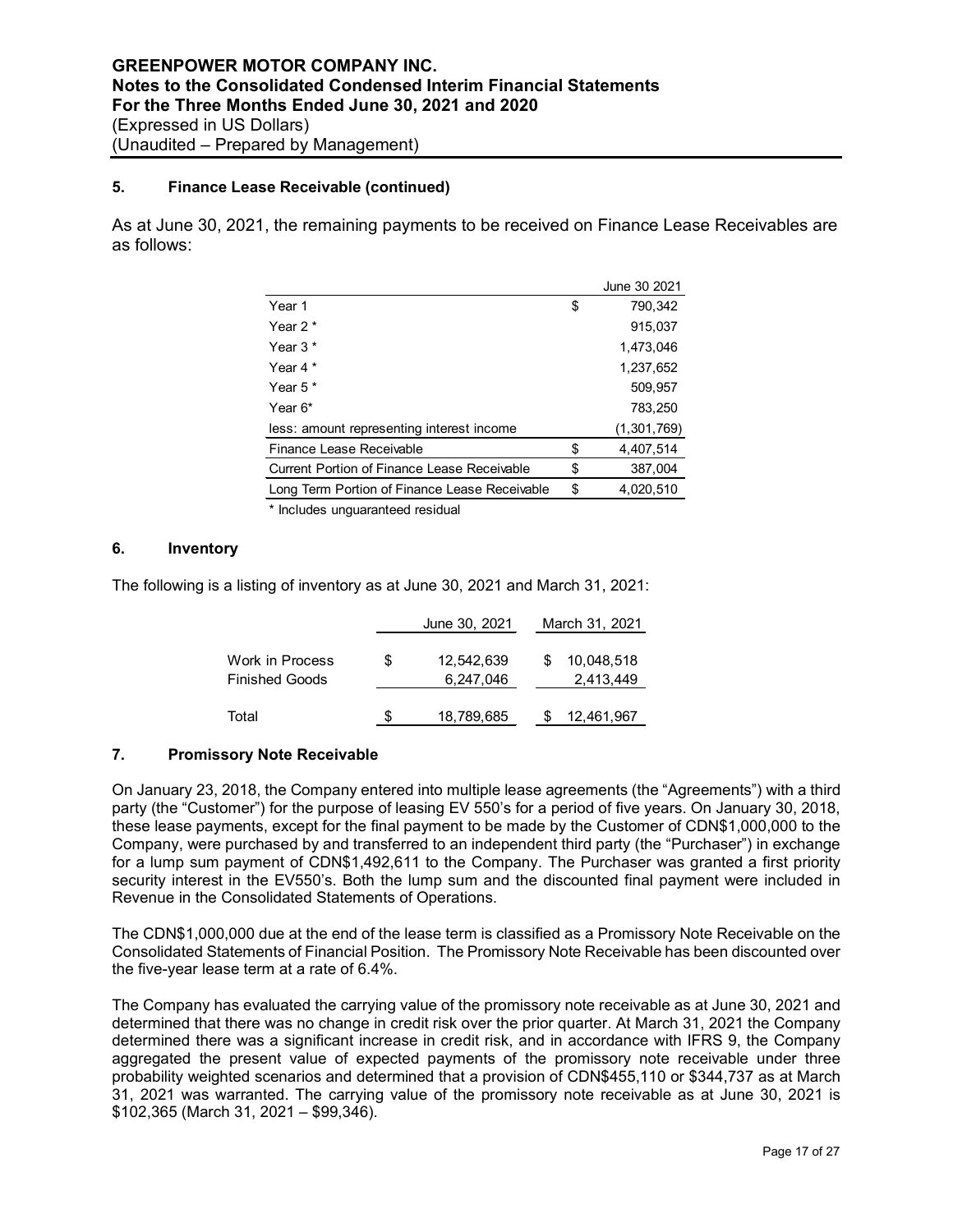# GREENPOWER MOTOR COMPANY INC.
## Notes to the Consolidated Condensed Interim Financial Statements
## For the Three Months Ended June 30, 2021 and 2020
(Expressed in US Dollars)
(Unaudited – Prepared by Management)

### 5. Finance Lease Receivable (continued)

As at June 30, 2021, the remaining payments to be received on Finance Lease Receivables are as follows:

| | | June 30 2021 |
|---|---|---|
| Year 1 | $ | 790,342 |
| Year 2 * | | 915,037 |
| Year 3 * | | 1,473,046 |
| Year 4 * | | 1,237,652 |
| Year 5 * | | 509,957 |
| Year 6* | | 783,250 |
| less: amount representing interest income | | (1,301,769) |
| Finance Lease Receivable | $ | 4,407,514 |
| Current Portion of Finance Lease Receivable | $ | 387,004 |
| Long Term Portion of Finance Lease Receivable | $ | 4,020,510 |

* Includes unguaranteed residual

### 6. Inventory

The following is a listing of inventory as at June 30, 2021 and March 31, 2021:

| | | June 30, 2021 | | March 31, 2021 |
|---|---|---|---|---|
| Work in Process | $ | 12,542,639 | $ | 10,048,518 |
| Finished Goods | | 6,247,046 | | 2,413,449 |
| Total | $ | 18,789,685 | $ | 12,461,967 |

### 7. Promissory Note Receivable

On January 23, 2018, the Company entered into multiple lease agreements (the "Agreements") with a third party (the "Customer") for the purpose of leasing EV 550's for a period of five years. On January 30, 2018, these lease payments, except for the final payment to be made by the Customer of CDN$1,000,000 to the Company, were purchased by and transferred to an independent third party (the "Purchaser") in exchange for a lump sum payment of CDN$1,492,611 to the Company. The Purchaser was granted a first priority security interest in the EV550's. Both the lump sum and the discounted final payment were included in Revenue in the Consolidated Statements of Operations.

The CDN$1,000,000 due at the end of the lease term is classified as a Promissory Note Receivable on the Consolidated Statements of Financial Position. The Promissory Note Receivable has been discounted over the five-year lease term at a rate of 6.4%.

The Company has evaluated the carrying value of the promissory note receivable as at June 30, 2021 and determined that there was no change in credit risk over the prior quarter. At March 31, 2021 the Company determined there was a significant increase in credit risk, and in accordance with IFRS 9, the Company aggregated the present value of expected payments of the promissory note receivable under three probability weighted scenarios and determined that a provision of CDN$455,110 or $344,737 as at March 31, 2021 was warranted. The carrying value of the promissory note receivable as at June 30, 2021 is $102,365 (March 31, 2021 – $99,346).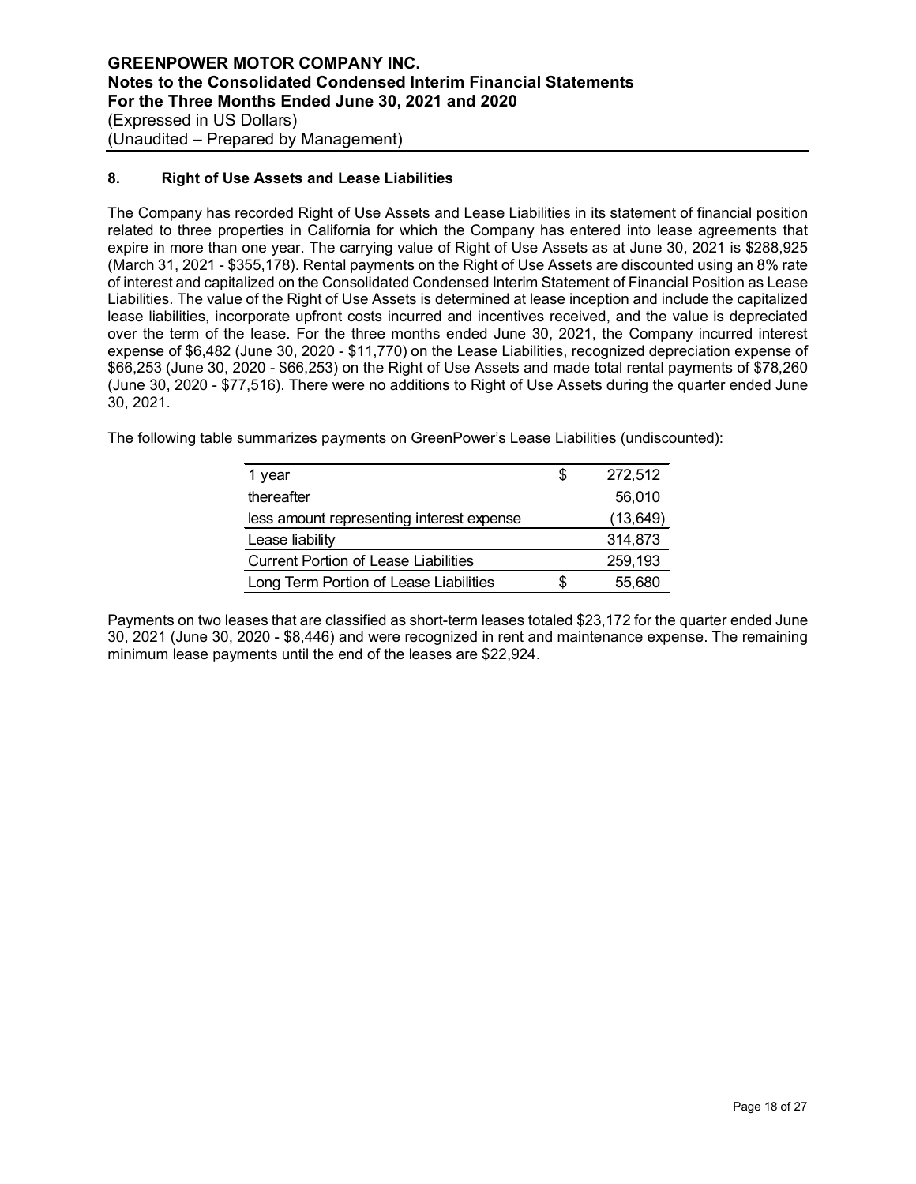## 8. Right of Use Assets and Lease Liabilities

The Company has recorded Right of Use Assets and Lease Liabilities in its statement of financial position related to three properties in California for which the Company has entered into lease agreements that expire in more than one year. The carrying value of Right of Use Assets as at June 30, 2021 is $288,925 (March 31, 2021 - $355,178). Rental payments on the Right of Use Assets are discounted using an 8% rate of interest and capitalized on the Consolidated Condensed Interim Statement of Financial Position as Lease Liabilities. The value of the Right of Use Assets is determined at lease inception and include the capitalized lease liabilities, incorporate upfront costs incurred and incentives received, and the value is depreciated over the term of the lease. For the three months ended June 30, 2021, the Company incurred interest expense of $6,482 (June 30, 2020 - $11,770) on the Lease Liabilities, recognized depreciation expense of $66,253 (June 30, 2020 - $66,253) on the Right of Use Assets and made total rental payments of $78,260 (June 30, 2020 - $77,516). There were no additions to Right of Use Assets during the quarter ended June 30, 2021.

The following table summarizes payments on GreenPower's Lease Liabilities (undiscounted):

| | | |
|---|---|---|
| 1 year | $ | 272,512 |
| thereafter | | 56,010 |
| less amount representing interest expense | | (13,649) |
| Lease liability | | 314,873 |
| Current Portion of Lease Liabilities | | 259,193 |
| Long Term Portion of Lease Liabilities | $ | 55,680 |

Payments on two leases that are classified as short-term leases totaled $23,172 for the quarter ended June 30, 2021 (June 30, 2020 - $8,446) and were recognized in rent and maintenance expense. The remaining minimum lease payments until the end of the leases are $22,924.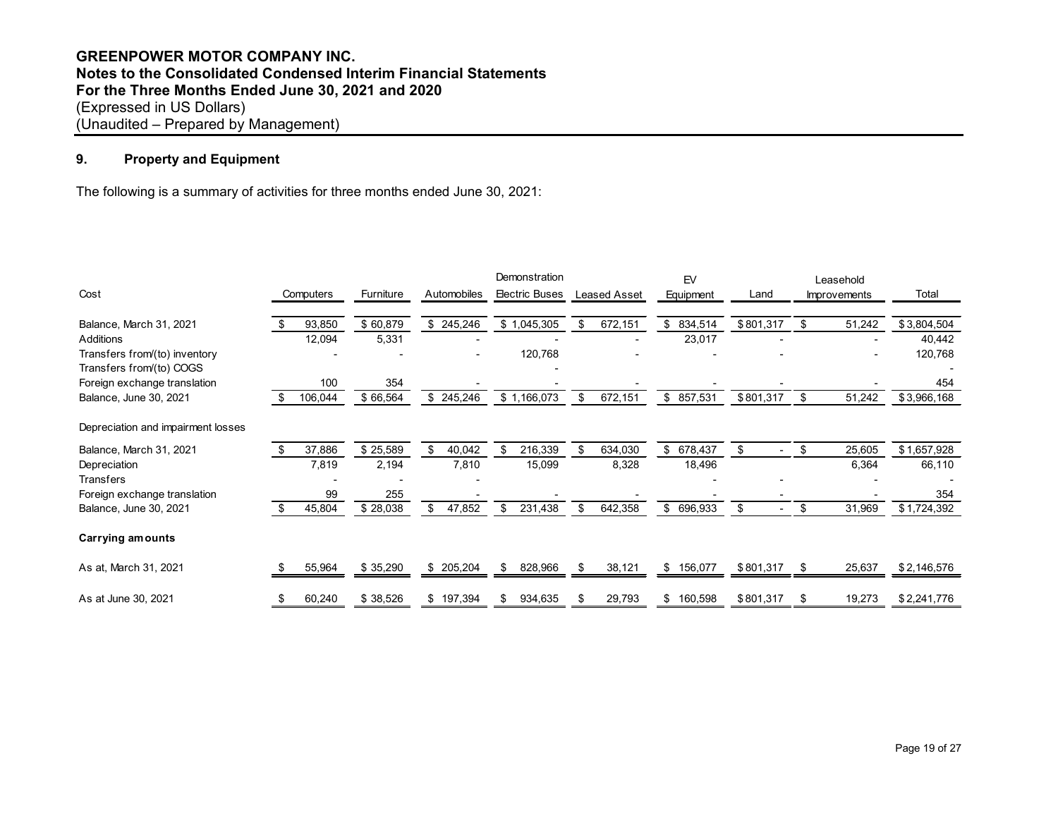## 9. Property and Equipment

The following is a summary of activities for three months ended June 30, 2021:

| Cost | Computers | Furniture | Automobiles | Demonstration Electric Buses | Leased Asset | EV Equipment | Land | Leasehold Improvements | Total |
|---|---|---|---|---|---|---|---|---|---|
| Balance, March 31, 2021 | $ 93,850 | $ 60,879 | $ 245,246 | $ 1,045,305 | $ 672,151 | $ 834,514 | $ 801,317 | $ 51,242 | $ 3,804,504 |
| Additions | 12,094 | 5,331 | - | - | - | 23,017 | - | - | 40,442 |
| Transfers from/(to) inventory | - | - | - | 120,768 | - | - | - | - | 120,768 |
| Transfers from/(to) COGS | | | | - | | | | | - |
| Foreign exchange translation | 100 | 354 | - | - | - | - | - | - | 454 |
| Balance, June 30, 2021 | $ 106,044 | $ 66,564 | $ 245,246 | $ 1,166,073 | $ 672,151 | $ 857,531 | $ 801,317 | $ 51,242 | $ 3,966,168 |
| **Depreciation and impairment losses** | | | | | | | | | |
| Balance, March 31, 2021 | $ 37,886 | $ 25,589 | $ 40,042 | $ 216,339 | $ 634,030 | $ 678,437 | $ - | $ 25,605 | $ 1,657,928 |
| Depreciation | 7,819 | 2,194 | 7,810 | 15,099 | 8,328 | 18,496 | | 6,364 | 66,110 |
| Transfers | - | - | - | | | - | - | - | - |
| Foreign exchange translation | 99 | 255 | - | - | - | - | - | - | 354 |
| Balance, June 30, 2021 | $ 45,804 | $ 28,038 | $ 47,852 | $ 231,438 | $ 642,358 | $ 696,933 | $ - | $ 31,969 | $ 1,724,392 |
| **Carrying amounts** | | | | | | | | | |
| As at, March 31, 2021 | $ 55,964 | $ 35,290 | $ 205,204 | $ 828,966 | $ 38,121 | $ 156,077 | $ 801,317 | $ 25,637 | $ 2,146,576 |
| As at June 30, 2021 | $ 60,240 | $ 38,526 | $ 197,394 | $ 934,635 | $ 29,793 | $ 160,598 | $ 801,317 | $ 19,273 | $ 2,241,776 |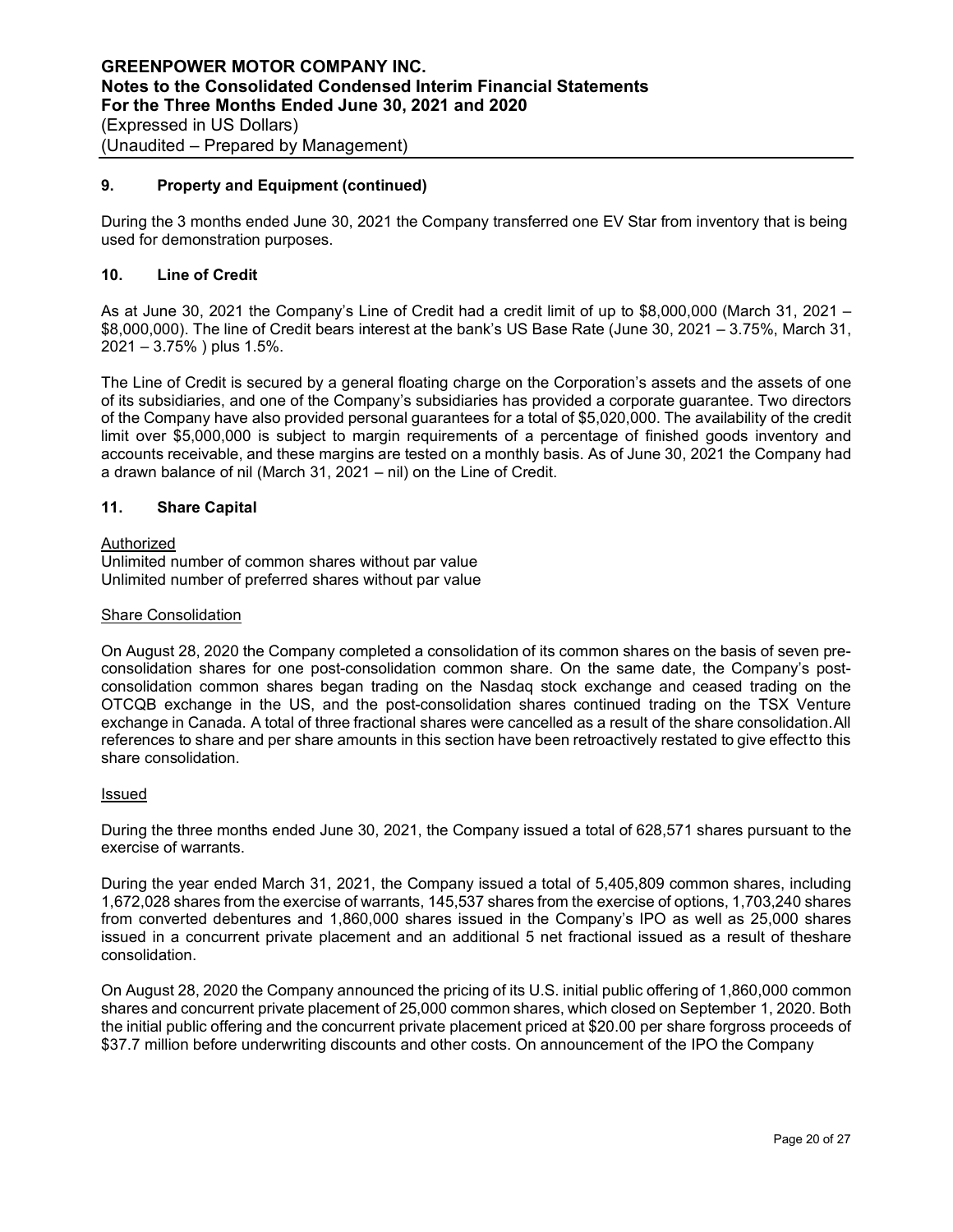## 9. Property and Equipment (continued)

During the 3 months ended June 30, 2021 the Company transferred one EV Star from inventory that is being used for demonstration purposes.

## 10. Line of Credit

As at June 30, 2021 the Company's Line of Credit had a credit limit of up to $8,000,000 (March 31, 2021 – $8,000,000). The line of Credit bears interest at the bank's US Base Rate (June 30, 2021 – 3.75%, March 31, 2021 – 3.75% ) plus 1.5%.

The Line of Credit is secured by a general floating charge on the Corporation's assets and the assets of one of its subsidiaries, and one of the Company's subsidiaries has provided a corporate guarantee. Two directors of the Company have also provided personal guarantees for a total of $5,020,000. The availability of the credit limit over $5,000,000 is subject to margin requirements of a percentage of finished goods inventory and accounts receivable, and these margins are tested on a monthly basis. As of June 30, 2021 the Company had a drawn balance of nil (March 31, 2021 – nil) on the Line of Credit.

## 11. Share Capital

Authorized

Unlimited number of common shares without par value
Unlimited number of preferred shares without par value

Share Consolidation

On August 28, 2020 the Company completed a consolidation of its common shares on the basis of seven pre-consolidation shares for one post-consolidation common share. On the same date, the Company's post-consolidation common shares began trading on the Nasdaq stock exchange and ceased trading on the OTCQB exchange in the US, and the post-consolidation shares continued trading on the TSX Venture exchange in Canada. A total of three fractional shares were cancelled as a result of the share consolidation. All references to share and per share amounts in this section have been retroactively restated to give effect to this share consolidation.

Issued

During the three months ended June 30, 2021, the Company issued a total of 628,571 shares pursuant to the exercise of warrants.

During the year ended March 31, 2021, the Company issued a total of 5,405,809 common shares, including 1,672,028 shares from the exercise of warrants, 145,537 shares from the exercise of options, 1,703,240 shares from converted debentures and 1,860,000 shares issued in the Company's IPO as well as 25,000 shares issued in a concurrent private placement and an additional 5 net fractional issued as a result of the share consolidation.

On August 28, 2020 the Company announced the pricing of its U.S. initial public offering of 1,860,000 common shares and concurrent private placement of 25,000 common shares, which closed on September 1, 2020. Both the initial public offering and the concurrent private placement priced at $20.00 per share for gross proceeds of $37.7 million before underwriting discounts and other costs. On announcement of the IPO the Company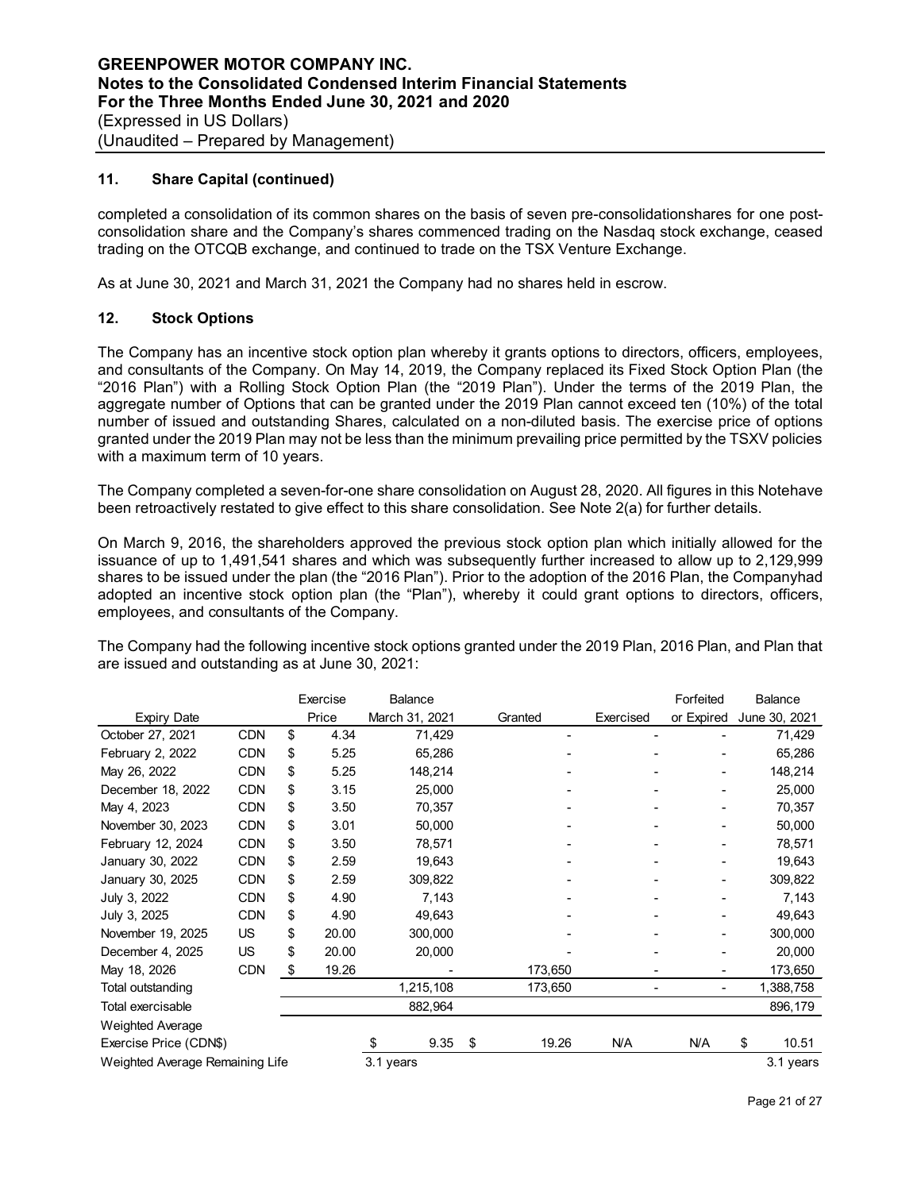**11. Share Capital (continued)**

completed a consolidation of its common shares on the basis of seven pre-consolidationshares for one post-consolidation share and the Company's shares commenced trading on the Nasdaq stock exchange, ceased trading on the OTCQB exchange, and continued to trade on the TSX Venture Exchange.

As at June 30, 2021 and March 31, 2021 the Company had no shares held in escrow.

## 12. Stock Options

The Company has an incentive stock option plan whereby it grants options to directors, officers, employees, and consultants of the Company. On May 14, 2019, the Company replaced its Fixed Stock Option Plan (the "2016 Plan") with a Rolling Stock Option Plan (the "2019 Plan"). Under the terms of the 2019 Plan, the aggregate number of Options that can be granted under the 2019 Plan cannot exceed ten (10%) of the total number of issued and outstanding Shares, calculated on a non-diluted basis. The exercise price of options granted under the 2019 Plan may not be less than the minimum prevailing price permitted by the TSXV policies with a maximum term of 10 years.

The Company completed a seven-for-one share consolidation on August 28, 2020. All figures in this Notehave been retroactively restated to give effect to this share consolidation. See Note 2(a) for further details.

On March 9, 2016, the shareholders approved the previous stock option plan which initially allowed for the issuance of up to 1,491,541 shares and which was subsequently further increased to allow up to 2,129,999 shares to be issued under the plan (the "2016 Plan"). Prior to the adoption of the 2016 Plan, the Companyhad adopted an incentive stock option plan (the "Plan"), whereby it could grant options to directors, officers, employees, and consultants of the Company.

The Company had the following incentive stock options granted under the 2019 Plan, 2016 Plan, and Plan that are issued and outstanding as at June 30, 2021:

| Expiry Date | | Exercise Price | Balance March 31, 2021 | Granted | Exercised | Forfeited or Expired | Balance June 30, 2021 |
|---|---|---|---|---|---|---|---|
| October 27, 2021 | CDN | $ 4.34 | 71,429 | - | - | - | 71,429 |
| February 2, 2022 | CDN | $ 5.25 | 65,286 | - | - | - | 65,286 |
| May 26, 2022 | CDN | $ 5.25 | 148,214 | - | - | - | 148,214 |
| December 18, 2022 | CDN | $ 3.15 | 25,000 | - | - | - | 25,000 |
| May 4, 2023 | CDN | $ 3.50 | 70,357 | - | - | - | 70,357 |
| November 30, 2023 | CDN | $ 3.01 | 50,000 | - | - | - | 50,000 |
| February 12, 2024 | CDN | $ 3.50 | 78,571 | - | - | - | 78,571 |
| January 30, 2022 | CDN | $ 2.59 | 19,643 | - | - | - | 19,643 |
| January 30, 2025 | CDN | $ 2.59 | 309,822 | - | - | - | 309,822 |
| July 3, 2022 | CDN | $ 4.90 | 7,143 | - | - | - | 7,143 |
| July 3, 2025 | CDN | $ 4.90 | 49,643 | - | - | - | 49,643 |
| November 19, 2025 | US | $ 20.00 | 300,000 | - | - | - | 300,000 |
| December 4, 2025 | US | $ 20.00 | 20,000 | - | - | - | 20,000 |
| May 18, 2026 | CDN | $ 19.26 | - | 173,650 | - | - | 173,650 |
| Total outstanding | | | 1,215,108 | 173,650 | - | - | 1,388,758 |
| Total exercisable | | | 882,964 | | | | 896,179 |
| Weighted Average Exercise Price (CDN$) | | | $ 9.35 | $ 19.26 | N/A | N/A | $ 10.51 |
| Weighted Average Remaining Life | | | 3.1 years | | | | 3.1 years |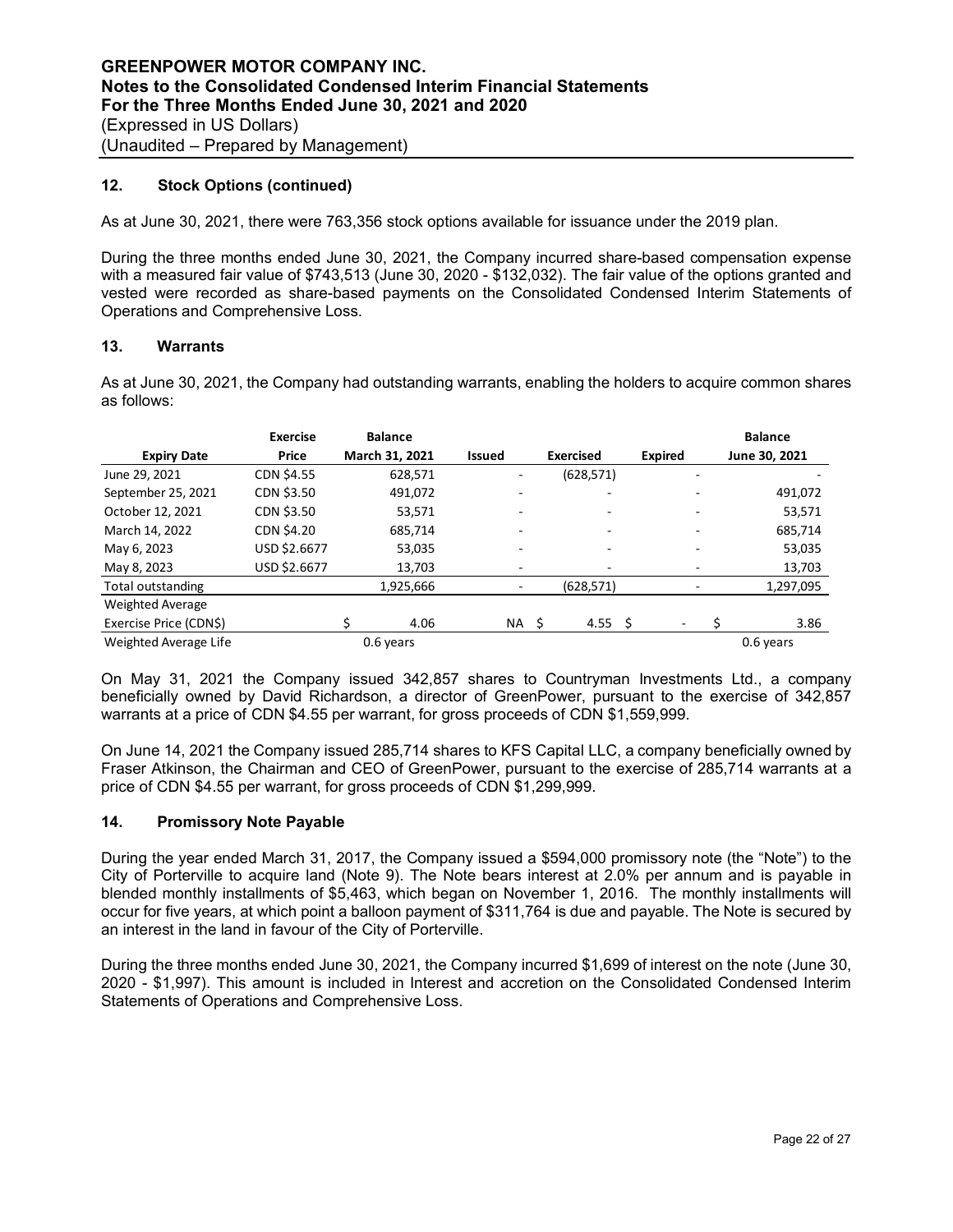## 12. Stock Options (continued)

As at June 30, 2021, there were 763,356 stock options available for issuance under the 2019 plan.

During the three months ended June 30, 2021, the Company incurred share-based compensation expense with a measured fair value of $743,513 (June 30, 2020 - $132,032). The fair value of the options granted and vested were recorded as share-based payments on the Consolidated Condensed Interim Statements of Operations and Comprehensive Loss.

## 13. Warrants

As at June 30, 2021, the Company had outstanding warrants, enabling the holders to acquire common shares as follows:

| Expiry Date | Exercise Price | Balance March 31, 2021 | Issued | Exercised | Expired | Balance June 30, 2021 |
|---|---|---|---|---|---|---|
| June 29, 2021 | CDN $4.55 | 628,571 | - | (628,571) | - | - |
| September 25, 2021 | CDN $3.50 | 491,072 | - | - | - | 491,072 |
| October 12, 2021 | CDN $3.50 | 53,571 | - | - | - | 53,571 |
| March 14, 2022 | CDN $4.20 | 685,714 | - | - | - | 685,714 |
| May 6, 2023 | USD $2.6677 | 53,035 | - | - | - | 53,035 |
| May 8, 2023 | USD $2.6677 | 13,703 | - | - | - | 13,703 |
| Total outstanding | | 1,925,666 | - | (628,571) | - | 1,297,095 |
| Weighted Average Exercise Price (CDN$) | | $ 4.06 | NA | $ 4.55 | $ - | $ 3.86 |
| Weighted Average Life | | 0.6 years | | | | 0.6 years |

On May 31, 2021 the Company issued 342,857 shares to Countryman Investments Ltd., a company beneficially owned by David Richardson, a director of GreenPower, pursuant to the exercise of 342,857 warrants at a price of CDN $4.55 per warrant, for gross proceeds of CDN $1,559,999.

On June 14, 2021 the Company issued 285,714 shares to KFS Capital LLC, a company beneficially owned by Fraser Atkinson, the Chairman and CEO of GreenPower, pursuant to the exercise of 285,714 warrants at a price of CDN $4.55 per warrant, for gross proceeds of CDN $1,299,999.

## 14. Promissory Note Payable

During the year ended March 31, 2017, the Company issued a $594,000 promissory note (the "Note") to the City of Porterville to acquire land (Note 9). The Note bears interest at 2.0% per annum and is payable in blended monthly installments of $5,463, which began on November 1, 2016. The monthly installments will occur for five years, at which point a balloon payment of $311,764 is due and payable. The Note is secured by an interest in the land in favour of the City of Porterville.

During the three months ended June 30, 2021, the Company incurred $1,699 of interest on the note (June 30, 2020 - $1,997). This amount is included in Interest and accretion on the Consolidated Condensed Interim Statements of Operations and Comprehensive Loss.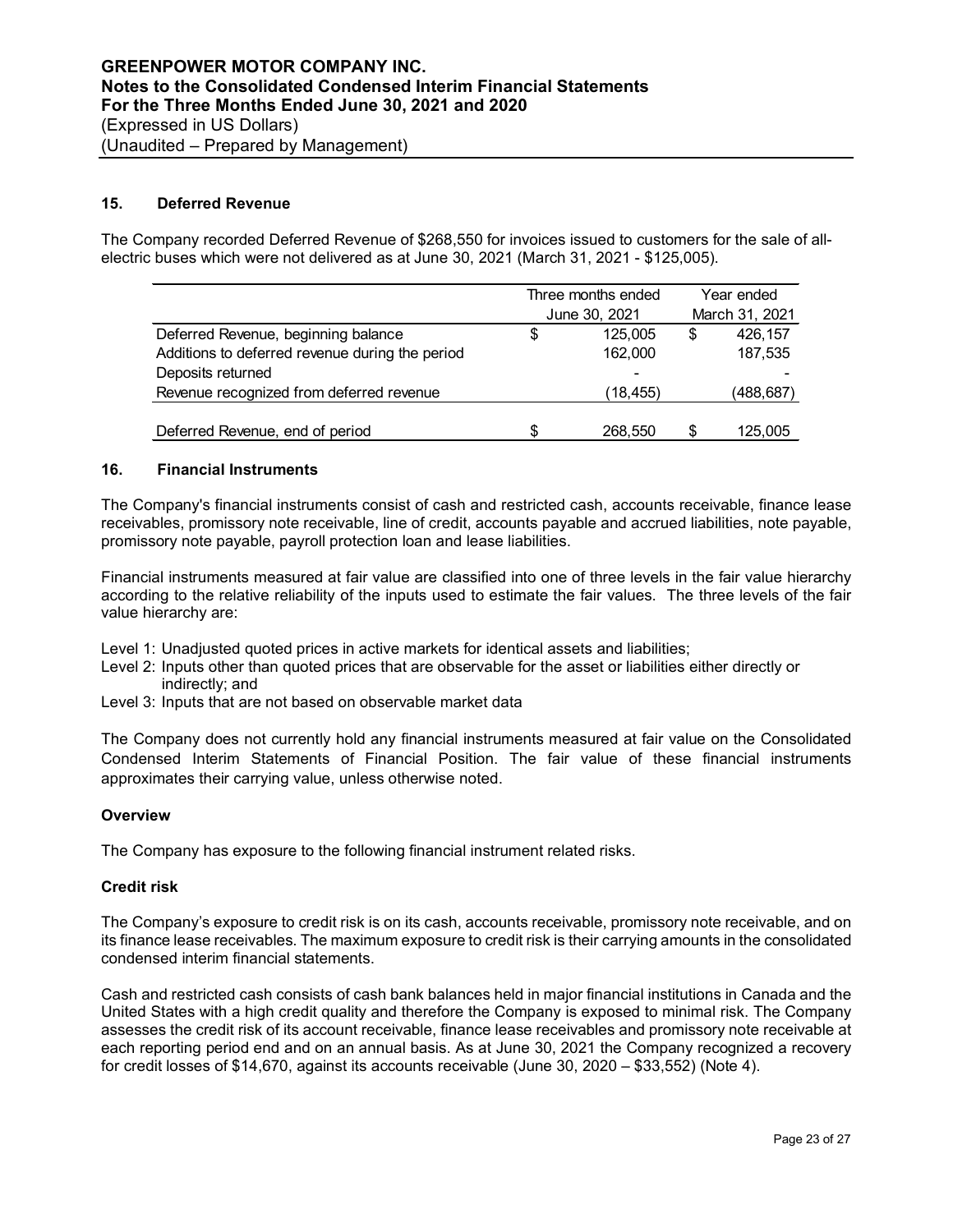## 15. Deferred Revenue

The Company recorded Deferred Revenue of $268,550 for invoices issued to customers for the sale of all-electric buses which were not delivered as at June 30, 2021 (March 31, 2021 - $125,005).

| | Three months ended June 30, 2021 | Year ended March 31, 2021 |
|---|---|---|
| Deferred Revenue, beginning balance | $ 125,005 | $ 426,157 |
| Additions to deferred revenue during the period | 162,000 | 187,535 |
| Deposits returned | - | - |
| Revenue recognized from deferred revenue | (18,455) | (488,687) |
| Deferred Revenue, end of period | $ 268,550 | $ 125,005 |

## 16. Financial Instruments

The Company's financial instruments consist of cash and restricted cash, accounts receivable, finance lease receivables, promissory note receivable, line of credit, accounts payable and accrued liabilities, note payable, promissory note payable, payroll protection loan and lease liabilities.

Financial instruments measured at fair value are classified into one of three levels in the fair value hierarchy according to the relative reliability of the inputs used to estimate the fair values. The three levels of the fair value hierarchy are:

Level 1: Unadjusted quoted prices in active markets for identical assets and liabilities;
Level 2: Inputs other than quoted prices that are observable for the asset or liabilities either directly or indirectly; and
Level 3: Inputs that are not based on observable market data

The Company does not currently hold any financial instruments measured at fair value on the Consolidated Condensed Interim Statements of Financial Position. The fair value of these financial instruments approximates their carrying value, unless otherwise noted.

### Overview

The Company has exposure to the following financial instrument related risks.

### Credit risk

The Company's exposure to credit risk is on its cash, accounts receivable, promissory note receivable, and on its finance lease receivables. The maximum exposure to credit risk is their carrying amounts in the consolidated condensed interim financial statements.

Cash and restricted cash consists of cash bank balances held in major financial institutions in Canada and the United States with a high credit quality and therefore the Company is exposed to minimal risk. The Company assesses the credit risk of its account receivable, finance lease receivables and promissory note receivable at each reporting period end and on an annual basis. As at June 30, 2021 the Company recognized a recovery for credit losses of $14,670, against its accounts receivable (June 30, 2020 – $33,552) (Note 4).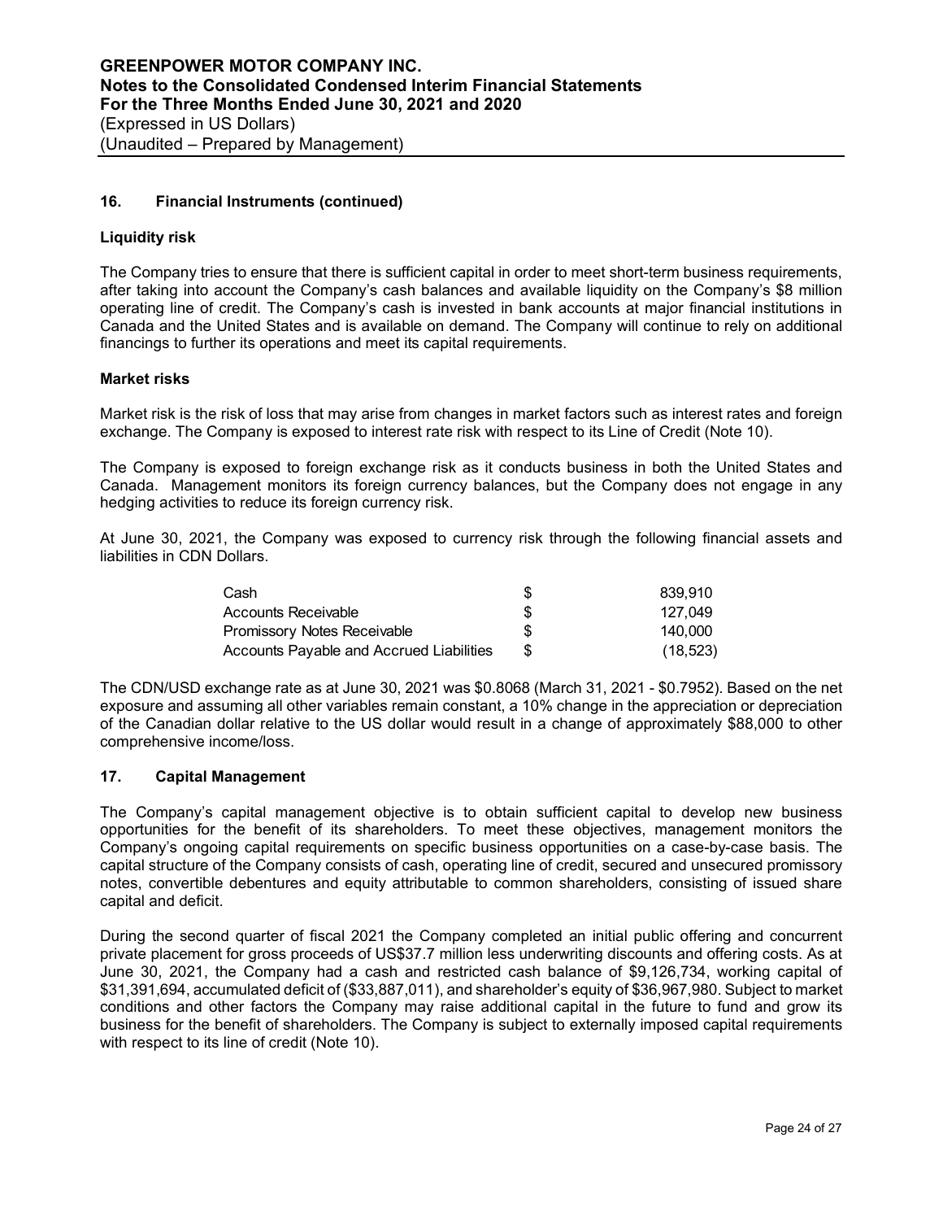## 16. Financial Instruments (continued)

### Liquidity risk

The Company tries to ensure that there is sufficient capital in order to meet short-term business requirements, after taking into account the Company's cash balances and available liquidity on the Company's $8 million operating line of credit. The Company's cash is invested in bank accounts at major financial institutions in Canada and the United States and is available on demand. The Company will continue to rely on additional financings to further its operations and meet its capital requirements.

### Market risks

Market risk is the risk of loss that may arise from changes in market factors such as interest rates and foreign exchange. The Company is exposed to interest rate risk with respect to its Line of Credit (Note 10).

The Company is exposed to foreign exchange risk as it conducts business in both the United States and Canada. Management monitors its foreign currency balances, but the Company does not engage in any hedging activities to reduce its foreign currency risk.

At June 30, 2021, the Company was exposed to currency risk through the following financial assets and liabilities in CDN Dollars.

| | | |
|---|---|---|
| Cash | $ | 839,910 |
| Accounts Receivable | $ | 127,049 |
| Promissory Notes Receivable | $ | 140,000 |
| Accounts Payable and Accrued Liabilities | $ | (18,523) |

The CDN/USD exchange rate as at June 30, 2021 was $0.8068 (March 31, 2021 - $0.7952). Based on the net exposure and assuming all other variables remain constant, a 10% change in the appreciation or depreciation of the Canadian dollar relative to the US dollar would result in a change of approximately $88,000 to other comprehensive income/loss.

## 17. Capital Management

The Company's capital management objective is to obtain sufficient capital to develop new business opportunities for the benefit of its shareholders. To meet these objectives, management monitors the Company's ongoing capital requirements on specific business opportunities on a case-by-case basis. The capital structure of the Company consists of cash, operating line of credit, secured and unsecured promissory notes, convertible debentures and equity attributable to common shareholders, consisting of issued share capital and deficit.

During the second quarter of fiscal 2021 the Company completed an initial public offering and concurrent private placement for gross proceeds of US$37.7 million less underwriting discounts and offering costs. As at June 30, 2021, the Company had a cash and restricted cash balance of $9,126,734, working capital of $31,391,694, accumulated deficit of ($33,887,011), and shareholder's equity of $36,967,980. Subject to market conditions and other factors the Company may raise additional capital in the future to fund and grow its business for the benefit of shareholders. The Company is subject to externally imposed capital requirements with respect to its line of credit (Note 10).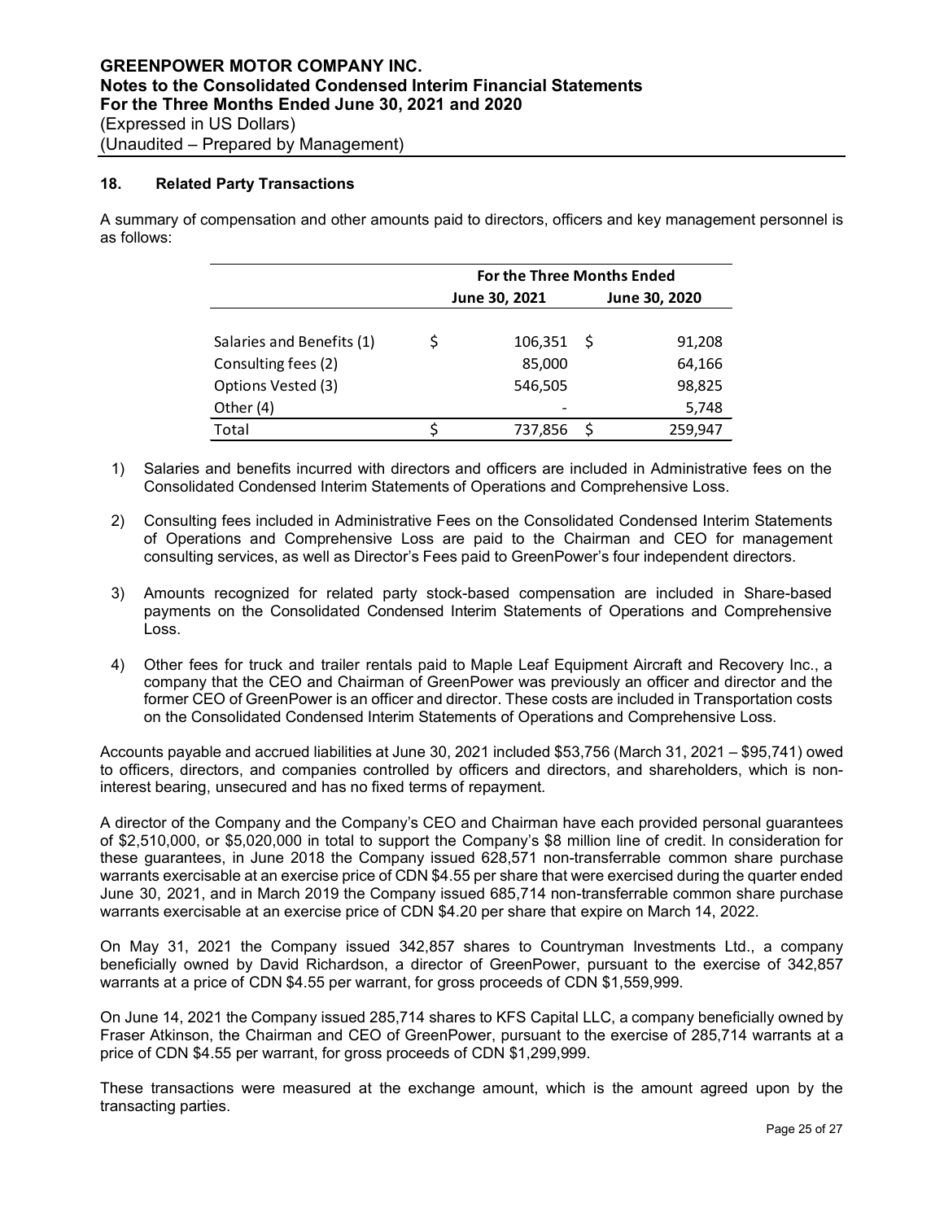**GREENPOWER MOTOR COMPANY INC.**
**Notes to the Consolidated Condensed Interim Financial Statements**
**For the Three Months Ended June 30, 2021 and 2020**
(Expressed in US Dollars)
(Unaudited – Prepared by Management)

### 18. Related Party Transactions

A summary of compensation and other amounts paid to directors, officers and key management personnel is as follows:

| | For the Three Months Ended | |
|---|---|---|
| | June 30, 2021 | June 30, 2020 |
| Salaries and Benefits (1) | $ 106,351 | $ 91,208 |
| Consulting fees (2) | 85,000 | 64,166 |
| Options Vested (3) | 546,505 | 98,825 |
| Other (4) | - | 5,748 |
| Total | $ 737,856 | $ 259,947 |

1) Salaries and benefits incurred with directors and officers are included in Administrative fees on the Consolidated Condensed Interim Statements of Operations and Comprehensive Loss.

2) Consulting fees included in Administrative Fees on the Consolidated Condensed Interim Statements of Operations and Comprehensive Loss are paid to the Chairman and CEO for management consulting services, as well as Director's Fees paid to GreenPower's four independent directors.

3) Amounts recognized for related party stock-based compensation are included in Share-based payments on the Consolidated Condensed Interim Statements of Operations and Comprehensive Loss.

4) Other fees for truck and trailer rentals paid to Maple Leaf Equipment Aircraft and Recovery Inc., a company that the CEO and Chairman of GreenPower was previously an officer and director and the former CEO of GreenPower is an officer and director. These costs are included in Transportation costs on the Consolidated Condensed Interim Statements of Operations and Comprehensive Loss.

Accounts payable and accrued liabilities at June 30, 2021 included $53,756 (March 31, 2021 – $95,741) owed to officers, directors, and companies controlled by officers and directors, and shareholders, which is non-interest bearing, unsecured and has no fixed terms of repayment.

A director of the Company and the Company's CEO and Chairman have each provided personal guarantees of $2,510,000, or $5,020,000 in total to support the Company's $8 million line of credit. In consideration for these guarantees, in June 2018 the Company issued 628,571 non-transferrable common share purchase warrants exercisable at an exercise price of CDN $4.55 per share that were exercised during the quarter ended June 30, 2021, and in March 2019 the Company issued 685,714 non-transferrable common share purchase warrants exercisable at an exercise price of CDN $4.20 per share that expire on March 14, 2022.

On May 31, 2021 the Company issued 342,857 shares to Countryman Investments Ltd., a company beneficially owned by David Richardson, a director of GreenPower, pursuant to the exercise of 342,857 warrants at a price of CDN $4.55 per warrant, for gross proceeds of CDN $1,559,999.

On June 14, 2021 the Company issued 285,714 shares to KFS Capital LLC, a company beneficially owned by Fraser Atkinson, the Chairman and CEO of GreenPower, pursuant to the exercise of 285,714 warrants at a price of CDN $4.55 per warrant, for gross proceeds of CDN $1,299,999.

These transactions were measured at the exchange amount, which is the amount agreed upon by the transacting parties.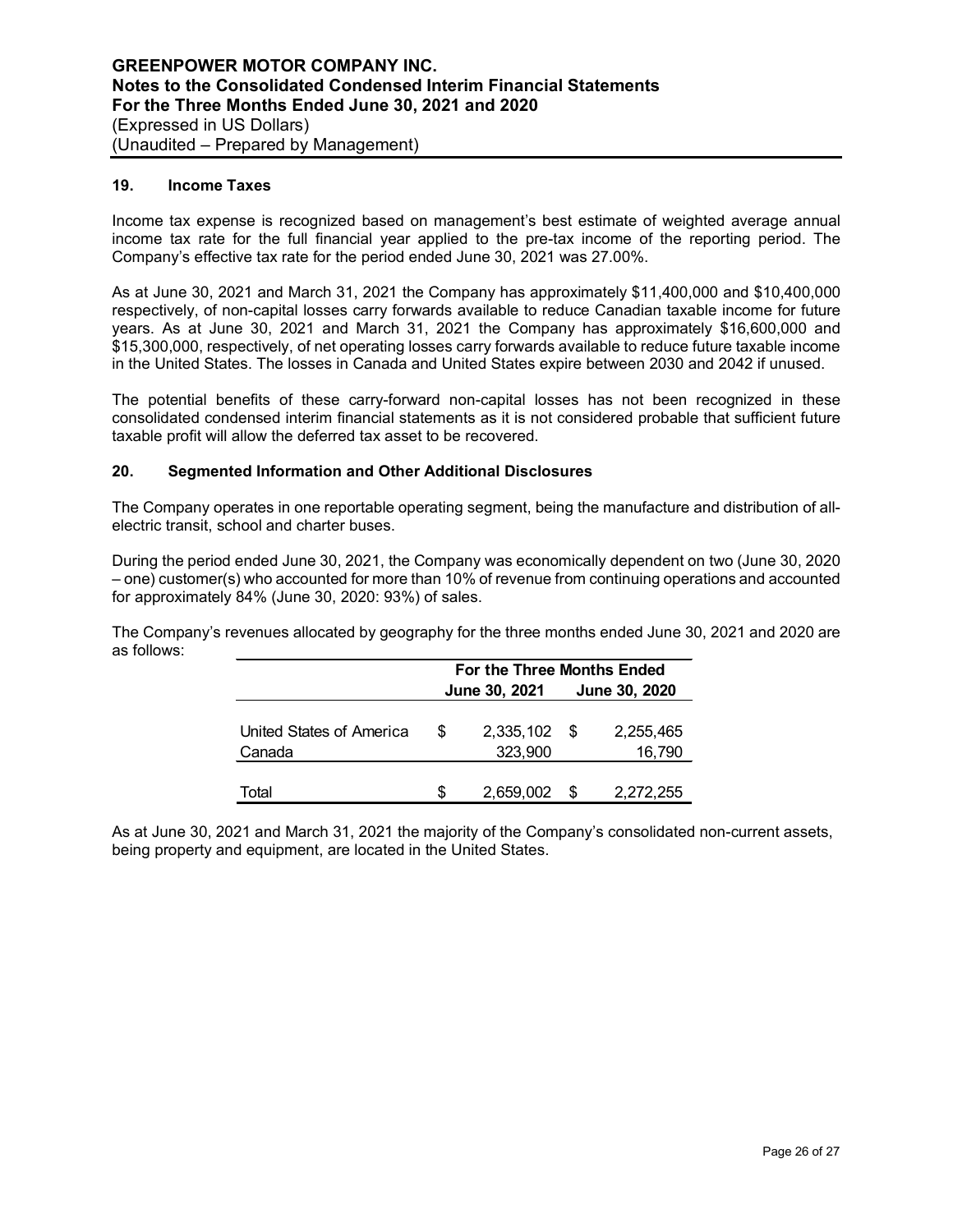## 19. Income Taxes

Income tax expense is recognized based on management's best estimate of weighted average annual income tax rate for the full financial year applied to the pre-tax income of the reporting period. The Company's effective tax rate for the period ended June 30, 2021 was 27.00%.

As at June 30, 2021 and March 31, 2021 the Company has approximately $11,400,000 and $10,400,000 respectively, of non-capital losses carry forwards available to reduce Canadian taxable income for future years. As at June 30, 2021 and March 31, 2021 the Company has approximately $16,600,000 and $15,300,000, respectively, of net operating losses carry forwards available to reduce future taxable income in the United States. The losses in Canada and United States expire between 2030 and 2042 if unused.

The potential benefits of these carry-forward non-capital losses has not been recognized in these consolidated condensed interim financial statements as it is not considered probable that sufficient future taxable profit will allow the deferred tax asset to be recovered.

## 20. Segmented Information and Other Additional Disclosures

The Company operates in one reportable operating segment, being the manufacture and distribution of all-electric transit, school and charter buses.

During the period ended June 30, 2021, the Company was economically dependent on two (June 30, 2020 – one) customer(s) who accounted for more than 10% of revenue from continuing operations and accounted for approximately 84% (June 30, 2020: 93%) of sales.

The Company's revenues allocated by geography for the three months ended June 30, 2021 and 2020 are as follows:

| | For the Three Months Ended | |
|---|---|---|
| | June 30, 2021 | June 30, 2020 |
| United States of America | $ 2,335,102 | $ 2,255,465 |
| Canada | 323,900 | 16,790 |
| Total | $ 2,659,002 | $ 2,272,255 |

As at June 30, 2021 and March 31, 2021 the majority of the Company's consolidated non-current assets, being property and equipment, are located in the United States.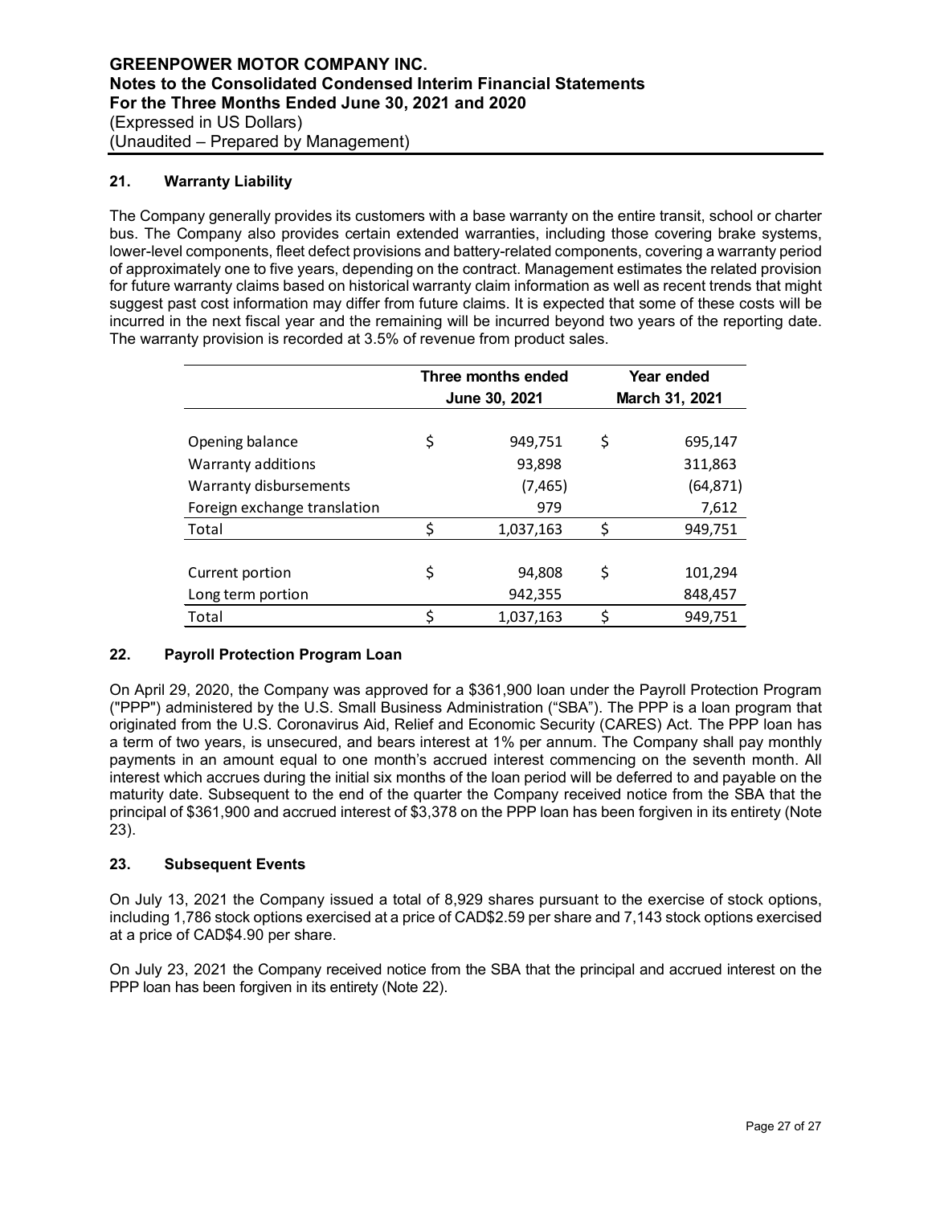## 21. Warranty Liability

The Company generally provides its customers with a base warranty on the entire transit, school or charter bus. The Company also provides certain extended warranties, including those covering brake systems, lower-level components, fleet defect provisions and battery-related components, covering a warranty period of approximately one to five years, depending on the contract. Management estimates the related provision for future warranty claims based on historical warranty claim information as well as recent trends that might suggest past cost information may differ from future claims. It is expected that some of these costs will be incurred in the next fiscal year and the remaining will be incurred beyond two years of the reporting date. The warranty provision is recorded at 3.5% of revenue from product sales.

| | Three months ended June 30, 2021 | Year ended March 31, 2021 |
|---|---|---|
| Opening balance | $ 949,751 | $ 695,147 |
| Warranty additions | 93,898 | 311,863 |
| Warranty disbursements | (7,465) | (64,871) |
| Foreign exchange translation | 979 | 7,612 |
| Total | $ 1,037,163 | $ 949,751 |
| | | |
| Current portion | $ 94,808 | $ 101,294 |
| Long term portion | 942,355 | 848,457 |
| Total | $ 1,037,163 | $ 949,751 |

## 22. Payroll Protection Program Loan

On April 29, 2020, the Company was approved for a $361,900 loan under the Payroll Protection Program ("PPP") administered by the U.S. Small Business Administration ("SBA"). The PPP is a loan program that originated from the U.S. Coronavirus Aid, Relief and Economic Security (CARES) Act. The PPP loan has a term of two years, is unsecured, and bears interest at 1% per annum. The Company shall pay monthly payments in an amount equal to one month's accrued interest commencing on the seventh month. All interest which accrues during the initial six months of the loan period will be deferred to and payable on the maturity date. Subsequent to the end of the quarter the Company received notice from the SBA that the principal of $361,900 and accrued interest of $3,378 on the PPP loan has been forgiven in its entirety (Note 23).

## 23. Subsequent Events

On July 13, 2021 the Company issued a total of 8,929 shares pursuant to the exercise of stock options, including 1,786 stock options exercised at a price of CAD$2.59 per share and 7,143 stock options exercised at a price of CAD$4.90 per share.

On July 23, 2021 the Company received notice from the SBA that the principal and accrued interest on the PPP loan has been forgiven in its entirety (Note 22).